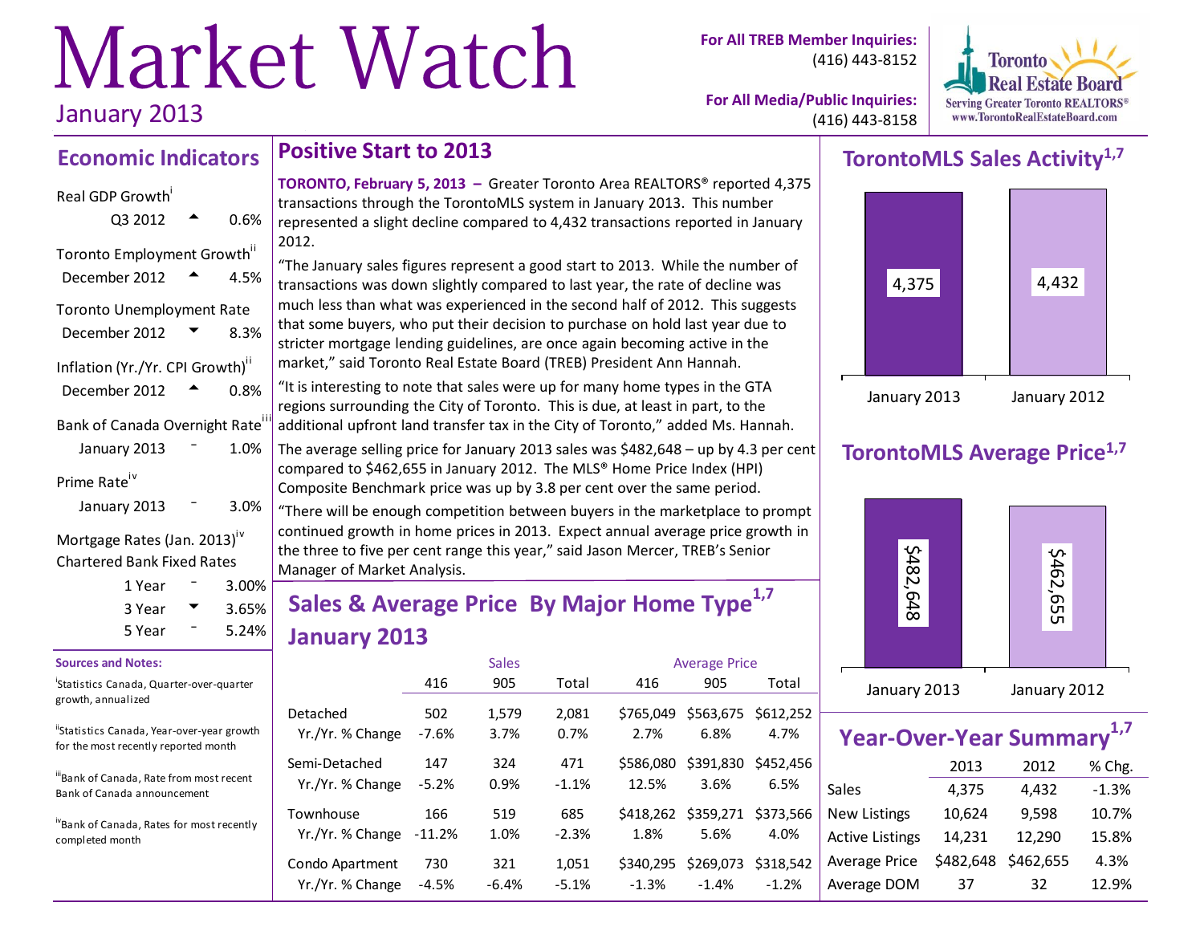# Market Watch

January 2013

**For All TREB Member Inquiries:** (416) 443-8152

**For All Media/Public Inquiries:** (416) 443-8158

Toronto Real Estate Board
Serving Greater Toronto REALTORS®
www.TorontoRealEstateBoard.com

## Economic Indicators

Real GDP Growth[i]
Q3 2012 ▲ 0.6%

Toronto Employment Growth[ii]
December 2012 ▲ 4.5%

Toronto Unemployment Rate
December 2012 ▼ 8.3%

Inflation (Yr./Yr. CPI Growth)[ii]
December 2012 ▲ 0.8%

Bank of Canada Overnight Rate[iii]
January 2013 – 1.0%

Prime Rate[iv]
January 2013 – 3.0%

Mortgage Rates (Jan. 2013)[iv]
Chartered Bank Fixed Rates

| | | |
|---|---|---|
| 1 Year | – | 3.00% |
| 3 Year | ▼ | 3.65% |
| 5 Year | – | 5.24% |

**Sources and Notes:**

[i] Statistics Canada, Quarter-over-quarter growth, annualized

[ii] Statistics Canada, Year-over-year growth for the most recently reported month

[iii] Bank of Canada, Rate from most recent Bank of Canada announcement

[iv] Bank of Canada, Rates for most recently completed month

## Positive Start to 2013

**TORONTO, February 5, 2013 –** Greater Toronto Area REALTORS® reported 4,375 transactions through the TorontoMLS system in January 2013. This number represented a slight decline compared to 4,432 transactions reported in January 2012.

"The January sales figures represent a good start to 2013. While the number of transactions was down slightly compared to last year, the rate of decline was much less than what was experienced in the second half of 2012. This suggests that some buyers, who put their decision to purchase on hold last year due to stricter mortgage lending guidelines, are once again becoming active in the market," said Toronto Real Estate Board (TREB) President Ann Hannah.

"It is interesting to note that sales were up for many home types in the GTA regions surrounding the City of Toronto. This is due, at least in part, to the additional upfront land transfer tax in the City of Toronto," added Ms. Hannah.

The average selling price for January 2013 sales was $482,648 – up by 4.3 per cent compared to $462,655 in January 2012. The MLS® Home Price Index (HPI) Composite Benchmark price was up by 3.8 per cent over the same period.

"There will be enough competition between buyers in the marketplace to prompt continued growth in home prices in 2013. Expect annual average price growth in the three to five per cent range this year," said Jason Mercer, TREB's Senior Manager of Market Analysis.

## Sales & Average Price By Major Home Type[1,7] January 2013

| | Sales | | | Average Price | | |
|---|---|---|---|---|---|---|
| | 416 | 905 | Total | 416 | 905 | Total |
| Detached | 502 | 1,579 | 2,081 | $765,049 | $563,675 | $612,252 |
| Yr./Yr. % Change | -7.6% | 3.7% | 0.7% | 2.7% | 6.8% | 4.7% |
| Semi-Detached | 147 | 324 | 471 | $586,080 | $391,830 | $452,456 |
| Yr./Yr. % Change | -5.2% | 0.9% | -1.1% | 12.5% | 3.6% | 6.5% |
| Townhouse | 166 | 519 | 685 | $418,262 | $359,271 | $373,566 |
| Yr./Yr. % Change | -11.2% | 1.0% | -2.3% | 1.8% | 5.6% | 4.0% |
| Condo Apartment | 730 | 321 | 1,051 | $340,295 | $269,073 | $318,542 |
| Yr./Yr. % Change | -4.5% | -6.4% | -5.1% | -1.3% | -1.4% | -1.2% |

## TorontoMLS Sales Activity[1,7]

| January 2013 | January 2012 |
|---|---|
| 4,375 | 4,432 |

## TorontoMLS Average Price[1,7]

| January 2013 | January 2012 |
|---|---|
| $482,648 | $462,655 |

## Year-Over-Year Summary[1,7]

| | 2013 | 2012 | % Chg. |
|---|---|---|---|
| Sales | 4,375 | 4,432 | -1.3% |
| New Listings | 10,624 | 9,598 | 10.7% |
| Active Listings | 14,231 | 12,290 | 15.8% |
| Average Price | $482,648 | $462,655 | 4.3% |
| Average DOM | 37 | 32 | 12.9% |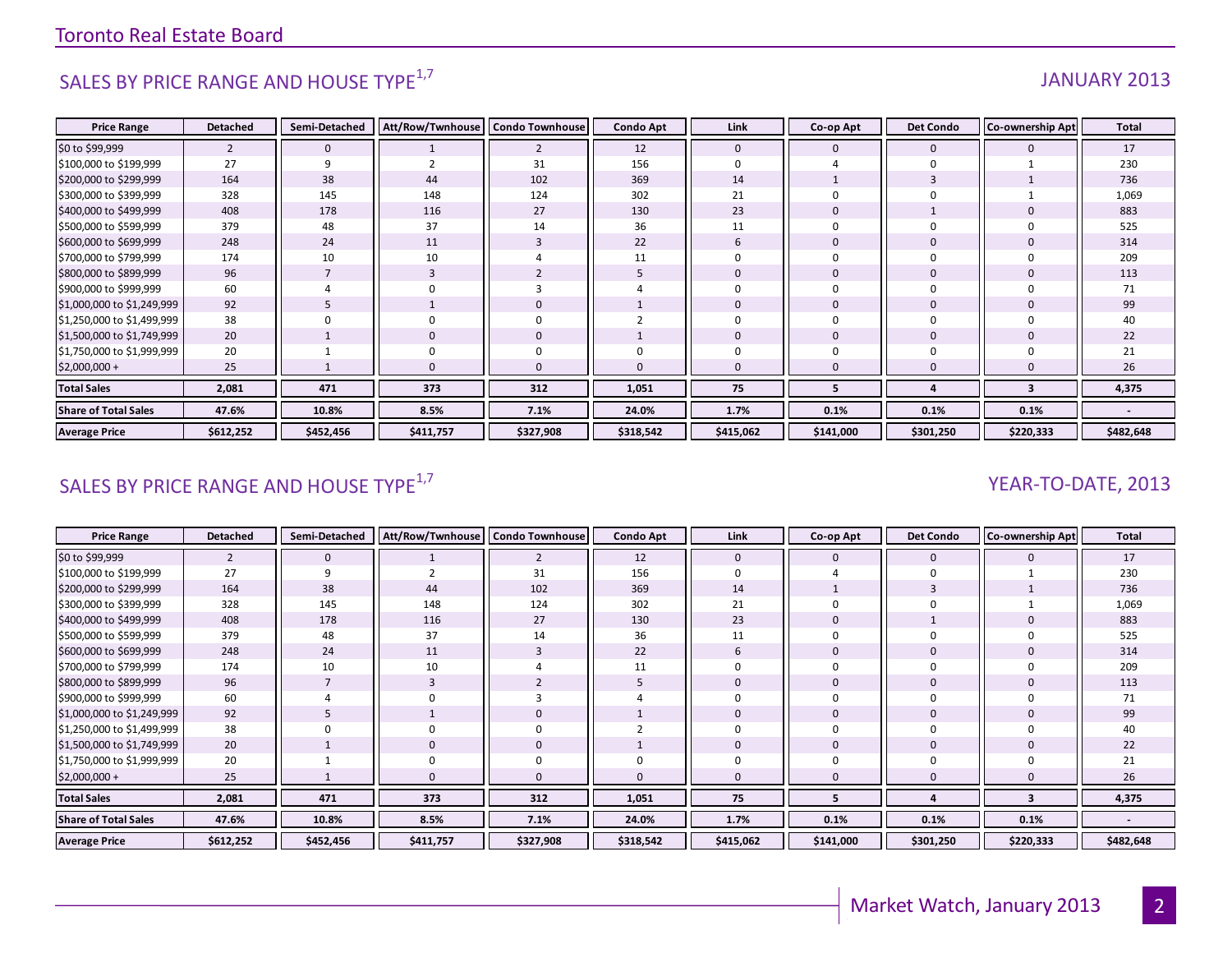Toronto Real Estate Board

## SALES BY PRICE RANGE AND HOUSE TYPE[1,7]

JANUARY 2013

| Price Range | Detached | Semi-Detached | Att/Row/Twnhouse | Condo Townhouse | Condo Apt | Link | Co-op Apt | Det Condo | Co-ownership Apt | Total |
|---|---|---|---|---|---|---|---|---|---|---|
| $0 to $99,999 | 2 | 0 | 1 | 2 | 12 | 0 | 0 | 0 | 0 | 17 |
| $100,000 to $199,999 | 27 | 9 | 2 | 31 | 156 | 0 | 4 | 0 | 1 | 230 |
| $200,000 to $299,999 | 164 | 38 | 44 | 102 | 369 | 14 | 1 | 3 | 1 | 736 |
| $300,000 to $399,999 | 328 | 145 | 148 | 124 | 302 | 21 | 0 | 0 | 1 | 1,069 |
| $400,000 to $499,999 | 408 | 178 | 116 | 27 | 130 | 23 | 0 | 1 | 0 | 883 |
| $500,000 to $599,999 | 379 | 48 | 37 | 14 | 36 | 11 | 0 | 0 | 0 | 525 |
| $600,000 to $699,999 | 248 | 24 | 11 | 3 | 22 | 6 | 0 | 0 | 0 | 314 |
| $700,000 to $799,999 | 174 | 10 | 10 | 4 | 11 | 0 | 0 | 0 | 0 | 209 |
| $800,000 to $899,999 | 96 | 7 | 3 | 2 | 5 | 0 | 0 | 0 | 0 | 113 |
| $900,000 to $999,999 | 60 | 4 | 0 | 3 | 4 | 0 | 0 | 0 | 0 | 71 |
| $1,000,000 to $1,249,999 | 92 | 5 | 1 | 0 | 1 | 0 | 0 | 0 | 0 | 99 |
| $1,250,000 to $1,499,999 | 38 | 0 | 0 | 0 | 2 | 0 | 0 | 0 | 0 | 40 |
| $1,500,000 to $1,749,999 | 20 | 1 | 0 | 0 | 1 | 0 | 0 | 0 | 0 | 22 |
| $1,750,000 to $1,999,999 | 20 | 1 | 0 | 0 | 0 | 0 | 0 | 0 | 0 | 21 |
| $2,000,000 + | 25 | 1 | 0 | 0 | 0 | 0 | 0 | 0 | 0 | 26 |
| **Total Sales** | **2,081** | **471** | **373** | **312** | **1,051** | **75** | **5** | **4** | **3** | **4,375** |
| **Share of Total Sales** | **47.6%** | **10.8%** | **8.5%** | **7.1%** | **24.0%** | **1.7%** | **0.1%** | **0.1%** | **0.1%** | **-** |
| **Average Price** | **$612,252** | **$452,456** | **$411,757** | **$327,908** | **$318,542** | **$415,062** | **$141,000** | **$301,250** | **$220,333** | **$482,648** |

## SALES BY PRICE RANGE AND HOUSE TYPE[1,7]

YEAR-TO-DATE, 2013

| Price Range | Detached | Semi-Detached | Att/Row/Twnhouse | Condo Townhouse | Condo Apt | Link | Co-op Apt | Det Condo | Co-ownership Apt | Total |
|---|---|---|---|---|---|---|---|---|---|---|
| $0 to $99,999 | 2 | 0 | 1 | 2 | 12 | 0 | 0 | 0 | 0 | 17 |
| $100,000 to $199,999 | 27 | 9 | 2 | 31 | 156 | 0 | 4 | 0 | 1 | 230 |
| $200,000 to $299,999 | 164 | 38 | 44 | 102 | 369 | 14 | 1 | 3 | 1 | 736 |
| $300,000 to $399,999 | 328 | 145 | 148 | 124 | 302 | 21 | 0 | 0 | 1 | 1,069 |
| $400,000 to $499,999 | 408 | 178 | 116 | 27 | 130 | 23 | 0 | 1 | 0 | 883 |
| $500,000 to $599,999 | 379 | 48 | 37 | 14 | 36 | 11 | 0 | 0 | 0 | 525 |
| $600,000 to $699,999 | 248 | 24 | 11 | 3 | 22 | 6 | 0 | 0 | 0 | 314 |
| $700,000 to $799,999 | 174 | 10 | 10 | 4 | 11 | 0 | 0 | 0 | 0 | 209 |
| $800,000 to $899,999 | 96 | 7 | 3 | 2 | 5 | 0 | 0 | 0 | 0 | 113 |
| $900,000 to $999,999 | 60 | 4 | 0 | 3 | 4 | 0 | 0 | 0 | 0 | 71 |
| $1,000,000 to $1,249,999 | 92 | 5 | 1 | 0 | 1 | 0 | 0 | 0 | 0 | 99 |
| $1,250,000 to $1,499,999 | 38 | 0 | 0 | 0 | 2 | 0 | 0 | 0 | 0 | 40 |
| $1,500,000 to $1,749,999 | 20 | 1 | 0 | 0 | 1 | 0 | 0 | 0 | 0 | 22 |
| $1,750,000 to $1,999,999 | 20 | 1 | 0 | 0 | 0 | 0 | 0 | 0 | 0 | 21 |
| $2,000,000 + | 25 | 1 | 0 | 0 | 0 | 0 | 0 | 0 | 0 | 26 |
| **Total Sales** | **2,081** | **471** | **373** | **312** | **1,051** | **75** | **5** | **4** | **3** | **4,375** |
| **Share of Total Sales** | **47.6%** | **10.8%** | **8.5%** | **7.1%** | **24.0%** | **1.7%** | **0.1%** | **0.1%** | **0.1%** | **-** |
| **Average Price** | **$612,252** | **$452,456** | **$411,757** | **$327,908** | **$318,542** | **$415,062** | **$141,000** | **$301,250** | **$220,333** | **$482,648** |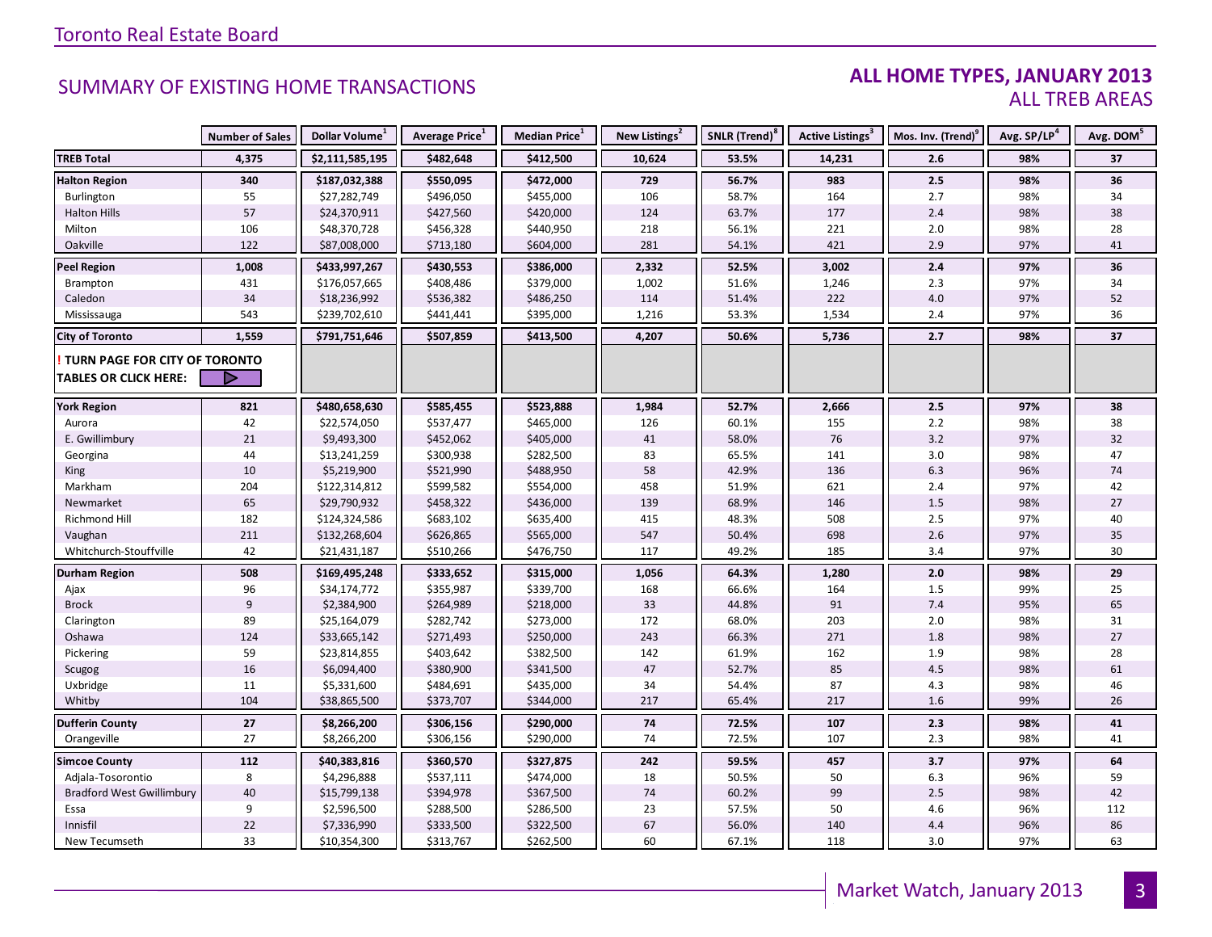# SUMMARY OF EXISTING HOME TRANSACTIONS

## ALL HOME TYPES, JANUARY 2013
### ALL TREB AREAS

| | Number of Sales | Dollar Volume[1] | Average Price[1] | Median Price[1] | New Listings[2] | SNLR (Trend)[8] | Active Listings[3] | Mos. Inv. (Trend)[9] | Avg. SP/LP[4] | Avg. DOM[5] |
|---|---|---|---|---|---|---|---|---|---|---|
| **TREB Total** | **4,375** | **$2,111,585,195** | **$482,648** | **$412,500** | **10,624** | **53.5%** | **14,231** | **2.6** | **98%** | **37** |
| **Halton Region** | **340** | **$187,032,388** | **$550,095** | **$472,000** | **729** | **56.7%** | **983** | **2.5** | **98%** | **36** |
| Burlington | 55 | $27,282,749 | $496,050 | $455,000 | 106 | 58.7% | 164 | 2.7 | 98% | 34 |
| Halton Hills | 57 | $24,370,911 | $427,560 | $420,000 | 124 | 63.7% | 177 | 2.4 | 98% | 38 |
| Milton | 106 | $48,370,728 | $456,328 | $440,950 | 218 | 56.1% | 221 | 2.0 | 98% | 28 |
| Oakville | 122 | $87,008,000 | $713,180 | $604,000 | 281 | 54.1% | 421 | 2.9 | 97% | 41 |
| **Peel Region** | **1,008** | **$433,997,267** | **$430,553** | **$386,000** | **2,332** | **52.5%** | **3,002** | **2.4** | **97%** | **36** |
| Brampton | 431 | $176,057,665 | $408,486 | $379,000 | 1,002 | 51.6% | 1,246 | 2.3 | 97% | 34 |
| Caledon | 34 | $18,236,992 | $536,382 | $486,250 | 114 | 51.4% | 222 | 4.0 | 97% | 52 |
| Mississauga | 543 | $239,702,610 | $441,441 | $395,000 | 1,216 | 53.3% | 1,534 | 2.4 | 97% | 36 |
| **City of Toronto** | **1,559** | **$791,751,646** | **$507,859** | **$413,500** | **4,207** | **50.6%** | **5,736** | **2.7** | **98%** | **37** |
| **! TURN PAGE FOR CITY OF TORONTO TABLES OR CLICK HERE:** | | | | | | | | | | |
| **York Region** | **821** | **$480,658,630** | **$585,455** | **$523,888** | **1,984** | **52.7%** | **2,666** | **2.5** | **97%** | **38** |
| Aurora | 42 | $22,574,050 | $537,477 | $465,000 | 126 | 60.1% | 155 | 2.2 | 98% | 38 |
| E. Gwillimbury | 21 | $9,493,300 | $452,062 | $405,000 | 41 | 58.0% | 76 | 3.2 | 97% | 32 |
| Georgina | 44 | $13,241,259 | $300,938 | $282,500 | 83 | 65.5% | 141 | 3.0 | 98% | 47 |
| King | 10 | $5,219,900 | $521,990 | $488,950 | 58 | 42.9% | 136 | 6.3 | 96% | 74 |
| Markham | 204 | $122,314,812 | $599,582 | $554,000 | 458 | 51.9% | 621 | 2.4 | 97% | 42 |
| Newmarket | 65 | $29,790,932 | $458,322 | $436,000 | 139 | 68.9% | 146 | 1.5 | 98% | 27 |
| Richmond Hill | 182 | $124,324,586 | $683,102 | $635,400 | 415 | 48.3% | 508 | 2.5 | 97% | 40 |
| Vaughan | 211 | $132,268,604 | $626,865 | $565,000 | 547 | 50.4% | 698 | 2.6 | 97% | 35 |
| Whitchurch-Stouffville | 42 | $21,431,187 | $510,266 | $476,750 | 117 | 49.2% | 185 | 3.4 | 97% | 30 |
| **Durham Region** | **508** | **$169,495,248** | **$333,652** | **$315,000** | **1,056** | **64.3%** | **1,280** | **2.0** | **98%** | **29** |
| Ajax | 96 | $34,174,772 | $355,987 | $339,700 | 168 | 66.6% | 164 | 1.5 | 99% | 25 |
| Brock | 9 | $2,384,900 | $264,989 | $218,000 | 33 | 44.8% | 91 | 7.4 | 95% | 65 |
| Clarington | 89 | $25,164,079 | $282,742 | $273,000 | 172 | 68.0% | 203 | 2.0 | 98% | 31 |
| Oshawa | 124 | $33,665,142 | $271,493 | $250,000 | 243 | 66.3% | 271 | 1.8 | 98% | 27 |
| Pickering | 59 | $23,814,855 | $403,642 | $382,500 | 142 | 61.9% | 162 | 1.9 | 98% | 28 |
| Scugog | 16 | $6,094,400 | $380,900 | $341,500 | 47 | 52.7% | 85 | 4.5 | 98% | 61 |
| Uxbridge | 11 | $5,331,600 | $484,691 | $435,000 | 34 | 54.4% | 87 | 4.3 | 98% | 46 |
| Whitby | 104 | $38,865,500 | $373,707 | $344,000 | 217 | 65.4% | 217 | 1.6 | 99% | 26 |
| **Dufferin County** | **27** | **$8,266,200** | **$306,156** | **$290,000** | **74** | **72.5%** | **107** | **2.3** | **98%** | **41** |
| Orangeville | 27 | $8,266,200 | $306,156 | $290,000 | 74 | 72.5% | 107 | 2.3 | 98% | 41 |
| **Simcoe County** | **112** | **$40,383,816** | **$360,570** | **$327,875** | **242** | **59.5%** | **457** | **3.7** | **97%** | **64** |
| Adjala-Tosorontio | 8 | $4,296,888 | $537,111 | $474,000 | 18 | 50.5% | 50 | 6.3 | 96% | 59 |
| Bradford West Gwillimbury | 40 | $15,799,138 | $394,978 | $367,500 | 74 | 60.2% | 99 | 2.5 | 98% | 42 |
| Essa | 9 | $2,596,500 | $288,500 | $286,500 | 23 | 57.5% | 50 | 4.6 | 96% | 112 |
| Innisfil | 22 | $7,336,990 | $333,500 | $322,500 | 67 | 56.0% | 140 | 4.4 | 96% | 86 |
| New Tecumseth | 33 | $10,354,300 | $313,767 | $262,500 | 60 | 67.1% | 118 | 3.0 | 97% | 63 |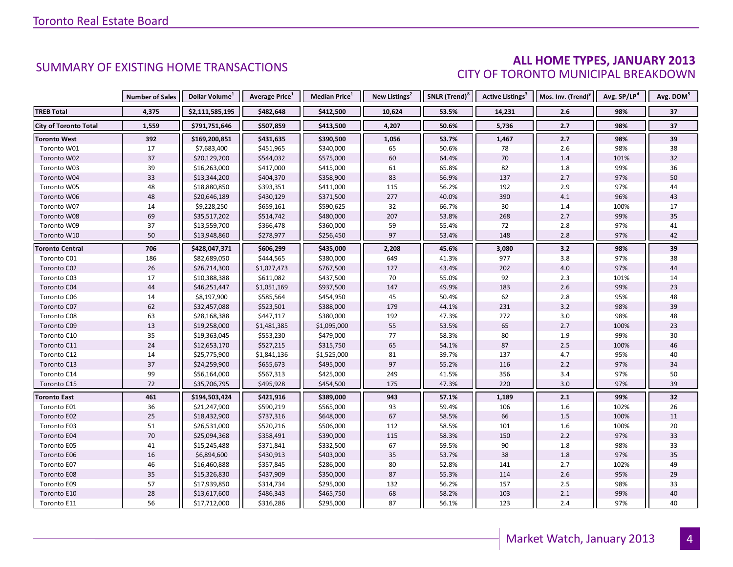## SUMMARY OF EXISTING HOME TRANSACTIONS

### ALL HOME TYPES, JANUARY 2013
### CITY OF TORONTO MUNICIPAL BREAKDOWN

| | Number of Sales | Dollar Volume[1] | Average Price[1] | Median Price[1] | New Listings[2] | SNLR (Trend)[8] | Active Listings[3] | Mos. Inv. (Trend)[9] | Avg. SP/LP[4] | Avg. DOM[5] |
|---|---|---|---|---|---|---|---|---|---|---|
| **TREB Total** | **4,375** | **$2,111,585,195** | **$482,648** | **$412,500** | **10,624** | **53.5%** | **14,231** | **2.6** | **98%** | **37** |
| **City of Toronto Total** | **1,559** | **$791,751,646** | **$507,859** | **$413,500** | **4,207** | **50.6%** | **5,736** | **2.7** | **98%** | **37** |
| **Toronto West** | **392** | **$169,200,851** | **$431,635** | **$390,500** | **1,056** | **53.7%** | **1,467** | **2.7** | **98%** | **39** |
| Toronto W01 | 17 | $7,683,400 | $451,965 | $340,000 | 65 | 50.6% | 78 | 2.6 | 98% | 38 |
| Toronto W02 | 37 | $20,129,200 | $544,032 | $575,000 | 60 | 64.4% | 70 | 1.4 | 101% | 32 |
| Toronto W03 | 39 | $16,263,000 | $417,000 | $415,000 | 61 | 65.8% | 82 | 1.8 | 99% | 36 |
| Toronto W04 | 33 | $13,344,200 | $404,370 | $358,900 | 83 | 56.9% | 137 | 2.7 | 97% | 50 |
| Toronto W05 | 48 | $18,880,850 | $393,351 | $411,000 | 115 | 56.2% | 192 | 2.9 | 97% | 44 |
| Toronto W06 | 48 | $20,646,189 | $430,129 | $371,500 | 277 | 40.0% | 390 | 4.1 | 96% | 43 |
| Toronto W07 | 14 | $9,228,250 | $659,161 | $590,625 | 32 | 66.7% | 30 | 1.4 | 100% | 17 |
| Toronto W08 | 69 | $35,517,202 | $514,742 | $480,000 | 207 | 53.8% | 268 | 2.7 | 99% | 35 |
| Toronto W09 | 37 | $13,559,700 | $366,478 | $360,000 | 59 | 55.4% | 72 | 2.8 | 97% | 41 |
| Toronto W10 | 50 | $13,948,860 | $278,977 | $256,450 | 97 | 53.4% | 148 | 2.8 | 97% | 42 |
| **Toronto Central** | **706** | **$428,047,371** | **$606,299** | **$435,000** | **2,208** | **45.6%** | **3,080** | **3.2** | **98%** | **39** |
| Toronto C01 | 186 | $82,689,050 | $444,565 | $380,000 | 649 | 41.3% | 977 | 3.8 | 97% | 38 |
| Toronto C02 | 26 | $26,714,300 | $1,027,473 | $767,500 | 127 | 43.4% | 202 | 4.0 | 97% | 44 |
| Toronto C03 | 17 | $10,388,388 | $611,082 | $437,500 | 70 | 55.0% | 92 | 2.3 | 101% | 14 |
| Toronto C04 | 44 | $46,251,447 | $1,051,169 | $937,500 | 147 | 49.9% | 183 | 2.6 | 99% | 23 |
| Toronto C06 | 14 | $8,197,900 | $585,564 | $454,950 | 45 | 50.4% | 62 | 2.8 | 95% | 48 |
| Toronto C07 | 62 | $32,457,088 | $523,501 | $388,000 | 179 | 44.1% | 231 | 3.2 | 98% | 39 |
| Toronto C08 | 63 | $28,168,388 | $447,117 | $380,000 | 192 | 47.3% | 272 | 3.0 | 98% | 48 |
| Toronto C09 | 13 | $19,258,000 | $1,481,385 | $1,095,000 | 55 | 53.5% | 65 | 2.7 | 100% | 23 |
| Toronto C10 | 35 | $19,363,045 | $553,230 | $479,000 | 77 | 58.3% | 80 | 1.9 | 99% | 30 |
| Toronto C11 | 24 | $12,653,170 | $527,215 | $315,750 | 65 | 54.1% | 87 | 2.5 | 100% | 46 |
| Toronto C12 | 14 | $25,775,900 | $1,841,136 | $1,525,000 | 81 | 39.7% | 137 | 4.7 | 95% | 40 |
| Toronto C13 | 37 | $24,259,900 | $655,673 | $495,000 | 97 | 55.2% | 116 | 2.2 | 97% | 34 |
| Toronto C14 | 99 | $56,164,000 | $567,313 | $425,000 | 249 | 41.5% | 356 | 3.4 | 97% | 50 |
| Toronto C15 | 72 | $35,706,795 | $495,928 | $454,500 | 175 | 47.3% | 220 | 3.0 | 97% | 39 |
| **Toronto East** | **461** | **$194,503,424** | **$421,916** | **$389,000** | **943** | **57.1%** | **1,189** | **2.1** | **99%** | **32** |
| Toronto E01 | 36 | $21,247,900 | $590,219 | $565,000 | 93 | 59.4% | 106 | 1.6 | 102% | 26 |
| Toronto E02 | 25 | $18,432,900 | $737,316 | $648,000 | 67 | 58.5% | 66 | 1.5 | 100% | 11 |
| Toronto E03 | 51 | $26,531,000 | $520,216 | $506,000 | 112 | 58.5% | 101 | 1.6 | 100% | 20 |
| Toronto E04 | 70 | $25,094,368 | $358,491 | $390,000 | 115 | 58.3% | 150 | 2.2 | 97% | 33 |
| Toronto E05 | 41 | $15,245,488 | $371,841 | $332,500 | 67 | 59.5% | 90 | 1.8 | 98% | 33 |
| Toronto E06 | 16 | $6,894,600 | $430,913 | $403,000 | 35 | 53.7% | 38 | 1.8 | 97% | 35 |
| Toronto E07 | 46 | $16,460,888 | $357,845 | $286,000 | 80 | 52.8% | 141 | 2.7 | 102% | 49 |
| Toronto E08 | 35 | $15,326,830 | $437,909 | $350,000 | 87 | 55.3% | 114 | 2.6 | 95% | 29 |
| Toronto E09 | 57 | $17,939,850 | $314,734 | $295,000 | 132 | 56.2% | 157 | 2.5 | 98% | 33 |
| Toronto E10 | 28 | $13,617,600 | $486,343 | $465,750 | 68 | 58.2% | 103 | 2.1 | 99% | 40 |
| Toronto E11 | 56 | $17,712,000 | $316,286 | $295,000 | 87 | 56.1% | 123 | 2.4 | 97% | 40 |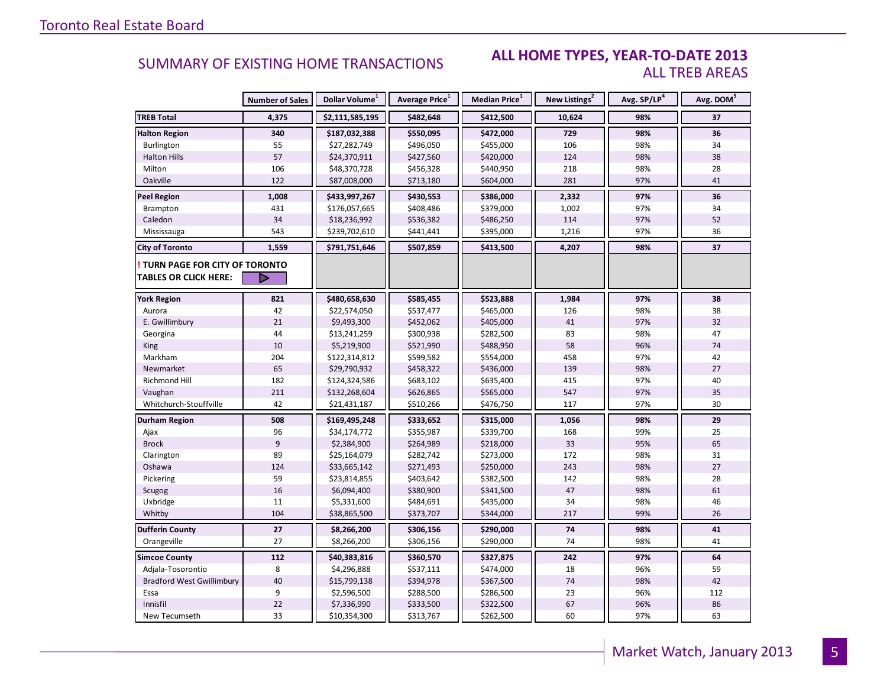## SUMMARY OF EXISTING HOME TRANSACTIONS

## ALL HOME TYPES, YEAR-TO-DATE 2013
### ALL TREB AREAS

| | Number of Sales | Dollar Volume[1] | Average Price[1] | Median Price[1] | New Listings[2] | Avg. SP/LP[4] | Avg. DOM[5] |
|---|---|---|---|---|---|---|---|
| **TREB Total** | **4,375** | **$2,111,585,195** | **$482,648** | **$412,500** | **10,624** | **98%** | **37** |
| **Halton Region** | **340** | **$187,032,388** | **$550,095** | **$472,000** | **729** | **98%** | **36** |
| Burlington | 55 | $27,282,749 | $496,050 | $455,000 | 106 | 98% | 34 |
| Halton Hills | 57 | $24,370,911 | $427,560 | $420,000 | 124 | 98% | 38 |
| Milton | 106 | $48,370,728 | $456,328 | $440,950 | 218 | 98% | 28 |
| Oakville | 122 | $87,008,000 | $713,180 | $604,000 | 281 | 97% | 41 |
| **Peel Region** | **1,008** | **$433,997,267** | **$430,553** | **$386,000** | **2,332** | **97%** | **36** |
| Brampton | 431 | $176,057,665 | $408,486 | $379,000 | 1,002 | 97% | 34 |
| Caledon | 34 | $18,236,992 | $536,382 | $486,250 | 114 | 97% | 52 |
| Mississauga | 543 | $239,702,610 | $441,441 | $395,000 | 1,216 | 97% | 36 |
| **City of Toronto** | **1,559** | **$791,751,646** | **$507,859** | **$413,500** | **4,207** | **98%** | **37** |
| **! TURN PAGE FOR CITY OF TORONTO TABLES OR CLICK HERE:** | | | | | | | |
| **York Region** | **821** | **$480,658,630** | **$585,455** | **$523,888** | **1,984** | **97%** | **38** |
| Aurora | 42 | $22,574,050 | $537,477 | $465,000 | 126 | 98% | 38 |
| E. Gwillimbury | 21 | $9,493,300 | $452,062 | $405,000 | 41 | 97% | 32 |
| Georgina | 44 | $13,241,259 | $300,938 | $282,500 | 83 | 98% | 47 |
| King | 10 | $5,219,900 | $521,990 | $488,950 | 58 | 96% | 74 |
| Markham | 204 | $122,314,812 | $599,582 | $554,000 | 458 | 97% | 42 |
| Newmarket | 65 | $29,790,932 | $458,322 | $436,000 | 139 | 98% | 27 |
| Richmond Hill | 182 | $124,324,586 | $683,102 | $635,400 | 415 | 97% | 40 |
| Vaughan | 211 | $132,268,604 | $626,865 | $565,000 | 547 | 97% | 35 |
| Whitchurch-Stouffville | 42 | $21,431,187 | $510,266 | $476,750 | 117 | 97% | 30 |
| **Durham Region** | **508** | **$169,495,248** | **$333,652** | **$315,000** | **1,056** | **98%** | **29** |
| Ajax | 96 | $34,174,772 | $355,987 | $339,700 | 168 | 99% | 25 |
| Brock | 9 | $2,384,900 | $264,989 | $218,000 | 33 | 95% | 65 |
| Clarington | 89 | $25,164,079 | $282,742 | $273,000 | 172 | 98% | 31 |
| Oshawa | 124 | $33,665,142 | $271,493 | $250,000 | 243 | 98% | 27 |
| Pickering | 59 | $23,814,855 | $403,642 | $382,500 | 142 | 98% | 28 |
| Scugog | 16 | $6,094,400 | $380,900 | $341,500 | 47 | 98% | 61 |
| Uxbridge | 11 | $5,331,600 | $484,691 | $435,000 | 34 | 98% | 46 |
| Whitby | 104 | $38,865,500 | $373,707 | $344,000 | 217 | 99% | 26 |
| **Dufferin County** | **27** | **$8,266,200** | **$306,156** | **$290,000** | **74** | **98%** | **41** |
| Orangeville | 27 | $8,266,200 | $306,156 | $290,000 | 74 | 98% | 41 |
| **Simcoe County** | **112** | **$40,383,816** | **$360,570** | **$327,875** | **242** | **97%** | **64** |
| Adjala-Tosorontio | 8 | $4,296,888 | $537,111 | $474,000 | 18 | 96% | 59 |
| Bradford West Gwillimbury | 40 | $15,799,138 | $394,978 | $367,500 | 74 | 98% | 42 |
| Essa | 9 | $2,596,500 | $288,500 | $286,500 | 23 | 96% | 112 |
| Innisfil | 22 | $7,336,990 | $333,500 | $322,500 | 67 | 96% | 86 |
| New Tecumseth | 33 | $10,354,300 | $313,767 | $262,500 | 60 | 97% | 63 |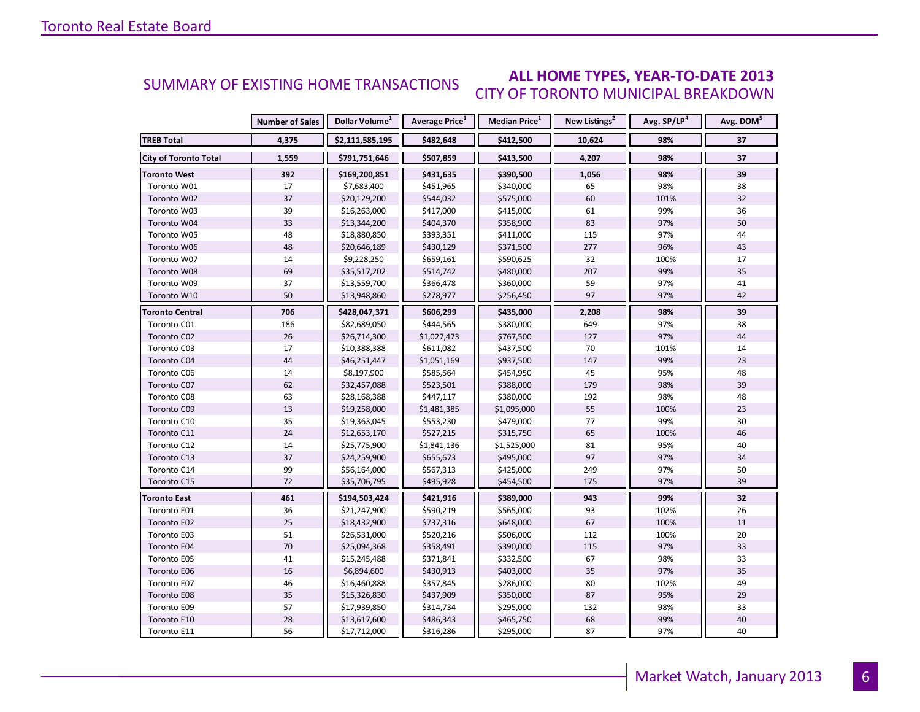## SUMMARY OF EXISTING HOME TRANSACTIONS

### ALL HOME TYPES, YEAR-TO-DATE 2013
### CITY OF TORONTO MUNICIPAL BREAKDOWN

| | Number of Sales | Dollar Volume[1] | Average Price[1] | Median Price[1] | New Listings[2] | Avg. SP/LP[4] | Avg. DOM[5] |
|---|---|---|---|---|---|---|---|
| **TREB Total** | **4,375** | **$2,111,585,195** | **$482,648** | **$412,500** | **10,624** | **98%** | **37** |
| **City of Toronto Total** | **1,559** | **$791,751,646** | **$507,859** | **$413,500** | **4,207** | **98%** | **37** |
| **Toronto West** | **392** | **$169,200,851** | **$431,635** | **$390,500** | **1,056** | **98%** | **39** |
| Toronto W01 | 17 | $7,683,400 | $451,965 | $340,000 | 65 | 98% | 38 |
| Toronto W02 | 37 | $20,129,200 | $544,032 | $575,000 | 60 | 101% | 32 |
| Toronto W03 | 39 | $16,263,000 | $417,000 | $415,000 | 61 | 99% | 36 |
| Toronto W04 | 33 | $13,344,200 | $404,370 | $358,900 | 83 | 97% | 50 |
| Toronto W05 | 48 | $18,880,850 | $393,351 | $411,000 | 115 | 97% | 44 |
| Toronto W06 | 48 | $20,646,189 | $430,129 | $371,500 | 277 | 96% | 43 |
| Toronto W07 | 14 | $9,228,250 | $659,161 | $590,625 | 32 | 100% | 17 |
| Toronto W08 | 69 | $35,517,202 | $514,742 | $480,000 | 207 | 99% | 35 |
| Toronto W09 | 37 | $13,559,700 | $366,478 | $360,000 | 59 | 97% | 41 |
| Toronto W10 | 50 | $13,948,860 | $278,977 | $256,450 | 97 | 97% | 42 |
| **Toronto Central** | **706** | **$428,047,371** | **$606,299** | **$435,000** | **2,208** | **98%** | **39** |
| Toronto C01 | 186 | $82,689,050 | $444,565 | $380,000 | 649 | 97% | 38 |
| Toronto C02 | 26 | $26,714,300 | $1,027,473 | $767,500 | 127 | 97% | 44 |
| Toronto C03 | 17 | $10,388,388 | $611,082 | $437,500 | 70 | 101% | 14 |
| Toronto C04 | 44 | $46,251,447 | $1,051,169 | $937,500 | 147 | 99% | 23 |
| Toronto C06 | 14 | $8,197,900 | $585,564 | $454,950 | 45 | 95% | 48 |
| Toronto C07 | 62 | $32,457,088 | $523,501 | $388,000 | 179 | 98% | 39 |
| Toronto C08 | 63 | $28,168,388 | $447,117 | $380,000 | 192 | 98% | 48 |
| Toronto C09 | 13 | $19,258,000 | $1,481,385 | $1,095,000 | 55 | 100% | 23 |
| Toronto C10 | 35 | $19,363,045 | $553,230 | $479,000 | 77 | 99% | 30 |
| Toronto C11 | 24 | $12,653,170 | $527,215 | $315,750 | 65 | 100% | 46 |
| Toronto C12 | 14 | $25,775,900 | $1,841,136 | $1,525,000 | 81 | 95% | 40 |
| Toronto C13 | 37 | $24,259,900 | $655,673 | $495,000 | 97 | 97% | 34 |
| Toronto C14 | 99 | $56,164,000 | $567,313 | $425,000 | 249 | 97% | 50 |
| Toronto C15 | 72 | $35,706,795 | $495,928 | $454,500 | 175 | 97% | 39 |
| **Toronto East** | **461** | **$194,503,424** | **$421,916** | **$389,000** | **943** | **99%** | **32** |
| Toronto E01 | 36 | $21,247,900 | $590,219 | $565,000 | 93 | 102% | 26 |
| Toronto E02 | 25 | $18,432,900 | $737,316 | $648,000 | 67 | 100% | 11 |
| Toronto E03 | 51 | $26,531,000 | $520,216 | $506,000 | 112 | 100% | 20 |
| Toronto E04 | 70 | $25,094,368 | $358,491 | $390,000 | 115 | 97% | 33 |
| Toronto E05 | 41 | $15,245,488 | $371,841 | $332,500 | 67 | 98% | 33 |
| Toronto E06 | 16 | $6,894,600 | $430,913 | $403,000 | 35 | 97% | 35 |
| Toronto E07 | 46 | $16,460,888 | $357,845 | $286,000 | 80 | 102% | 49 |
| Toronto E08 | 35 | $15,326,830 | $437,909 | $350,000 | 87 | 95% | 29 |
| Toronto E09 | 57 | $17,939,850 | $314,734 | $295,000 | 132 | 98% | 33 |
| Toronto E10 | 28 | $13,617,600 | $486,343 | $465,750 | 68 | 99% | 40 |
| Toronto E11 | 56 | $17,712,000 | $316,286 | $295,000 | 87 | 97% | 40 |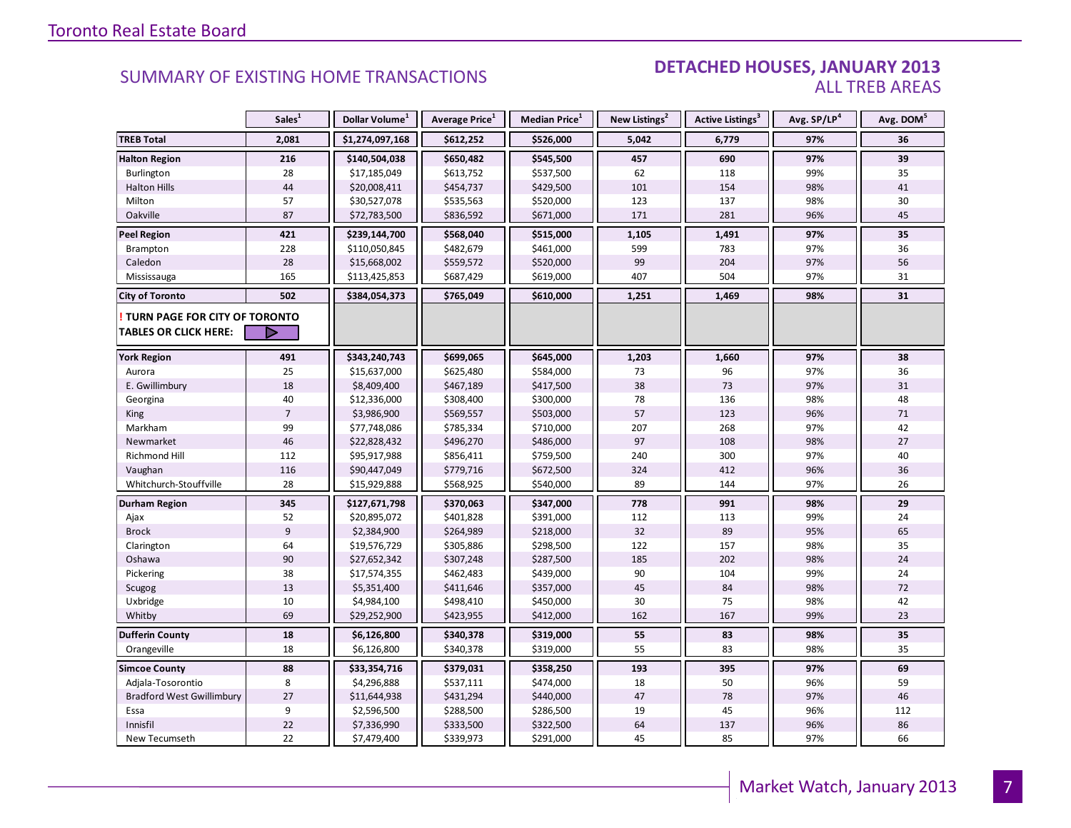## SUMMARY OF EXISTING HOME TRANSACTIONS

## DETACHED HOUSES, JANUARY 2013
### ALL TREB AREAS

| | Sales[1] | Dollar Volume[1] | Average Price[1] | Median Price[1] | New Listings[2] | Active Listings[3] | Avg. SP/LP[4] | Avg. DOM[5] |
|---|---|---|---|---|---|---|---|---|
| **TREB Total** | **2,081** | **$1,274,097,168** | **$612,252** | **$526,000** | **5,042** | **6,779** | **97%** | **36** |
| **Halton Region** | **216** | **$140,504,038** | **$650,482** | **$545,500** | **457** | **690** | **97%** | **39** |
| Burlington | 28 | $17,185,049 | $613,752 | $537,500 | 62 | 118 | 99% | 35 |
| Halton Hills | 44 | $20,008,411 | $454,737 | $429,500 | 101 | 154 | 98% | 41 |
| Milton | 57 | $30,527,078 | $535,563 | $520,000 | 123 | 137 | 98% | 30 |
| Oakville | 87 | $72,783,500 | $836,592 | $671,000 | 171 | 281 | 96% | 45 |
| **Peel Region** | **421** | **$239,144,700** | **$568,040** | **$515,000** | **1,105** | **1,491** | **97%** | **35** |
| Brampton | 228 | $110,050,845 | $482,679 | $461,000 | 599 | 783 | 97% | 36 |
| Caledon | 28 | $15,668,002 | $559,572 | $520,000 | 99 | 204 | 97% | 56 |
| Mississauga | 165 | $113,425,853 | $687,429 | $619,000 | 407 | 504 | 97% | 31 |
| **City of Toronto** | **502** | **$384,054,373** | **$765,049** | **$610,000** | **1,251** | **1,469** | **98%** | **31** |
| **! TURN PAGE FOR CITY OF TORONTO TABLES OR CLICK HERE:** | | | | | | | | |
| **York Region** | **491** | **$343,240,743** | **$699,065** | **$645,000** | **1,203** | **1,660** | **97%** | **38** |
| Aurora | 25 | $15,637,000 | $625,480 | $584,000 | 73 | 96 | 97% | 36 |
| E. Gwillimbury | 18 | $8,409,400 | $467,189 | $417,500 | 38 | 73 | 97% | 31 |
| Georgina | 40 | $12,336,000 | $308,400 | $300,000 | 78 | 136 | 98% | 48 |
| King | 7 | $3,986,900 | $569,557 | $503,000 | 57 | 123 | 96% | 71 |
| Markham | 99 | $77,748,086 | $785,334 | $710,000 | 207 | 268 | 97% | 42 |
| Newmarket | 46 | $22,828,432 | $496,270 | $486,000 | 97 | 108 | 98% | 27 |
| Richmond Hill | 112 | $95,917,988 | $856,411 | $759,500 | 240 | 300 | 97% | 40 |
| Vaughan | 116 | $90,447,049 | $779,716 | $672,500 | 324 | 412 | 96% | 36 |
| Whitchurch-Stouffville | 28 | $15,929,888 | $568,925 | $540,000 | 89 | 144 | 97% | 26 |
| **Durham Region** | **345** | **$127,671,798** | **$370,063** | **$347,000** | **778** | **991** | **98%** | **29** |
| Ajax | 52 | $20,895,072 | $401,828 | $391,000 | 112 | 113 | 99% | 24 |
| Brock | 9 | $2,384,900 | $264,989 | $218,000 | 32 | 89 | 95% | 65 |
| Clarington | 64 | $19,576,729 | $305,886 | $298,500 | 122 | 157 | 98% | 35 |
| Oshawa | 90 | $27,652,342 | $307,248 | $287,500 | 185 | 202 | 98% | 24 |
| Pickering | 38 | $17,574,355 | $462,483 | $439,000 | 90 | 104 | 99% | 24 |
| Scugog | 13 | $5,351,400 | $411,646 | $357,000 | 45 | 84 | 98% | 72 |
| Uxbridge | 10 | $4,984,100 | $498,410 | $450,000 | 30 | 75 | 98% | 42 |
| Whitby | 69 | $29,252,900 | $423,955 | $412,000 | 162 | 167 | 99% | 23 |
| **Dufferin County** | **18** | **$6,126,800** | **$340,378** | **$319,000** | **55** | **83** | **98%** | **35** |
| Orangeville | 18 | $6,126,800 | $340,378 | $319,000 | 55 | 83 | 98% | 35 |
| **Simcoe County** | **88** | **$33,354,716** | **$379,031** | **$358,250** | **193** | **395** | **97%** | **69** |
| Adjala-Tosorontio | 8 | $4,296,888 | $537,111 | $474,000 | 18 | 50 | 96% | 59 |
| Bradford West Gwillimbury | 27 | $11,644,938 | $431,294 | $440,000 | 47 | 78 | 97% | 46 |
| Essa | 9 | $2,596,500 | $288,500 | $286,500 | 19 | 45 | 96% | 112 |
| Innisfil | 22 | $7,336,990 | $333,500 | $322,500 | 64 | 137 | 96% | 86 |
| New Tecumseth | 22 | $7,479,400 | $339,973 | $291,000 | 45 | 85 | 97% | 66 |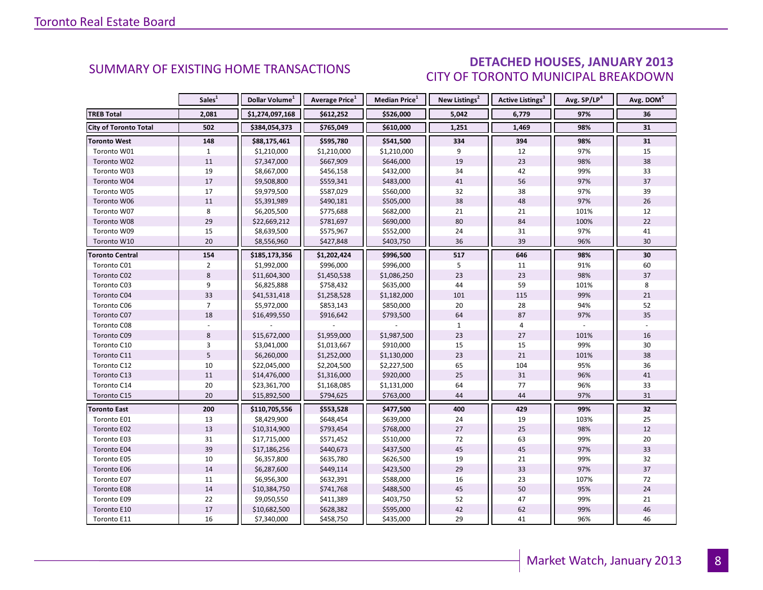## SUMMARY OF EXISTING HOME TRANSACTIONS

## DETACHED HOUSES, JANUARY 2013
### CITY OF TORONTO MUNICIPAL BREAKDOWN

| | Sales[1] | Dollar Volume[1] | Average Price[1] | Median Price[1] | New Listings[2] | Active Listings[3] | Avg. SP/LP[4] | Avg. DOM[5] |
|---|---|---|---|---|---|---|---|---|
| **TREB Total** | **2,081** | **$1,274,097,168** | **$612,252** | **$526,000** | **5,042** | **6,779** | **97%** | **36** |
| **City of Toronto Total** | **502** | **$384,054,373** | **$765,049** | **$610,000** | **1,251** | **1,469** | **98%** | **31** |
| **Toronto West** | **148** | **$88,175,461** | **$595,780** | **$541,500** | **334** | **394** | **98%** | **31** |
| Toronto W01 | 1 | $1,210,000 | $1,210,000 | $1,210,000 | 9 | 12 | 97% | 15 |
| Toronto W02 | 11 | $7,347,000 | $667,909 | $646,000 | 19 | 23 | 98% | 38 |
| Toronto W03 | 19 | $8,667,000 | $456,158 | $432,000 | 34 | 42 | 99% | 33 |
| Toronto W04 | 17 | $9,508,800 | $559,341 | $483,000 | 41 | 56 | 97% | 37 |
| Toronto W05 | 17 | $9,979,500 | $587,029 | $560,000 | 32 | 38 | 97% | 39 |
| Toronto W06 | 11 | $5,391,989 | $490,181 | $505,000 | 38 | 48 | 97% | 26 |
| Toronto W07 | 8 | $6,205,500 | $775,688 | $682,000 | 21 | 21 | 101% | 12 |
| Toronto W08 | 29 | $22,669,212 | $781,697 | $690,000 | 80 | 84 | 100% | 22 |
| Toronto W09 | 15 | $8,639,500 | $575,967 | $552,000 | 24 | 31 | 97% | 41 |
| Toronto W10 | 20 | $8,556,960 | $427,848 | $403,750 | 36 | 39 | 96% | 30 |
| **Toronto Central** | **154** | **$185,173,356** | **$1,202,424** | **$996,500** | **517** | **646** | **98%** | **30** |
| Toronto C01 | 2 | $1,992,000 | $996,000 | $996,000 | 5 | 11 | 91% | 60 |
| Toronto C02 | 8 | $11,604,300 | $1,450,538 | $1,086,250 | 23 | 23 | 98% | 37 |
| Toronto C03 | 9 | $6,825,888 | $758,432 | $635,000 | 44 | 59 | 101% | 8 |
| Toronto C04 | 33 | $41,531,418 | $1,258,528 | $1,182,000 | 101 | 115 | 99% | 21 |
| Toronto C06 | 7 | $5,972,000 | $853,143 | $850,000 | 20 | 28 | 94% | 52 |
| Toronto C07 | 18 | $16,499,550 | $916,642 | $793,500 | 64 | 87 | 97% | 35 |
| Toronto C08 | - | - | - | - | 1 | 4 | - | - |
| Toronto C09 | 8 | $15,672,000 | $1,959,000 | $1,987,500 | 23 | 27 | 101% | 16 |
| Toronto C10 | 3 | $3,041,000 | $1,013,667 | $910,000 | 15 | 15 | 99% | 30 |
| Toronto C11 | 5 | $6,260,000 | $1,252,000 | $1,130,000 | 23 | 21 | 101% | 38 |
| Toronto C12 | 10 | $22,045,000 | $2,204,500 | $2,227,500 | 65 | 104 | 95% | 36 |
| Toronto C13 | 11 | $14,476,000 | $1,316,000 | $920,000 | 25 | 31 | 96% | 41 |
| Toronto C14 | 20 | $23,361,700 | $1,168,085 | $1,131,000 | 64 | 77 | 96% | 33 |
| Toronto C15 | 20 | $15,892,500 | $794,625 | $763,000 | 44 | 44 | 97% | 31 |
| **Toronto East** | **200** | **$110,705,556** | **$553,528** | **$477,500** | **400** | **429** | **99%** | **32** |
| Toronto E01 | 13 | $8,429,900 | $648,454 | $639,000 | 24 | 19 | 103% | 25 |
| Toronto E02 | 13 | $10,314,900 | $793,454 | $768,000 | 27 | 25 | 98% | 12 |
| Toronto E03 | 31 | $17,715,000 | $571,452 | $510,000 | 72 | 63 | 99% | 20 |
| Toronto E04 | 39 | $17,186,256 | $440,673 | $437,500 | 45 | 45 | 97% | 33 |
| Toronto E05 | 10 | $6,357,800 | $635,780 | $626,500 | 19 | 21 | 99% | 32 |
| Toronto E06 | 14 | $6,287,600 | $449,114 | $423,500 | 29 | 33 | 97% | 37 |
| Toronto E07 | 11 | $6,956,300 | $632,391 | $588,000 | 16 | 23 | 107% | 72 |
| Toronto E08 | 14 | $10,384,750 | $741,768 | $488,500 | 45 | 50 | 95% | 24 |
| Toronto E09 | 22 | $9,050,550 | $411,389 | $403,750 | 52 | 47 | 99% | 21 |
| Toronto E10 | 17 | $10,682,500 | $628,382 | $595,000 | 42 | 62 | 99% | 46 |
| Toronto E11 | 16 | $7,340,000 | $458,750 | $435,000 | 29 | 41 | 96% | 46 |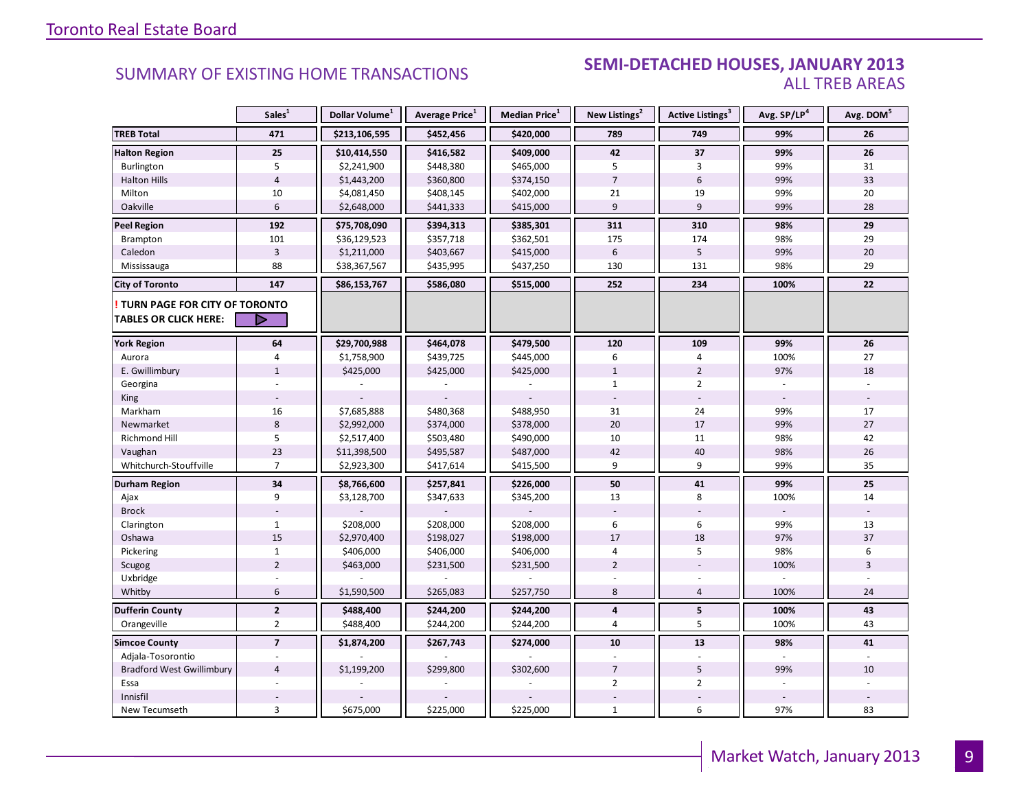## SUMMARY OF EXISTING HOME TRANSACTIONS

## SEMI-DETACHED HOUSES, JANUARY 2013
### ALL TREB AREAS

| | Sales[1] | Dollar Volume[1] | Average Price[1] | Median Price[1] | New Listings[2] | Active Listings[3] | Avg. SP/LP[4] | Avg. DOM[5] |
|---|---|---|---|---|---|---|---|---|
| **TREB Total** | **471** | **$213,106,595** | **$452,456** | **$420,000** | **789** | **749** | **99%** | **26** |
| **Halton Region** | **25** | **$10,414,550** | **$416,582** | **$409,000** | **42** | **37** | **99%** | **26** |
| Burlington | 5 | $2,241,900 | $448,380 | $465,000 | 5 | 3 | 99% | 31 |
| Halton Hills | 4 | $1,443,200 | $360,800 | $374,150 | 7 | 6 | 99% | 33 |
| Milton | 10 | $4,081,450 | $408,145 | $402,000 | 21 | 19 | 99% | 20 |
| Oakville | 6 | $2,648,000 | $441,333 | $415,000 | 9 | 9 | 99% | 28 |
| **Peel Region** | **192** | **$75,708,090** | **$394,313** | **$385,301** | **311** | **310** | **98%** | **29** |
| Brampton | 101 | $36,129,523 | $357,718 | $362,501 | 175 | 174 | 98% | 29 |
| Caledon | 3 | $1,211,000 | $403,667 | $415,000 | 6 | 5 | 99% | 20 |
| Mississauga | 88 | $38,367,567 | $435,995 | $437,250 | 130 | 131 | 98% | 29 |
| **City of Toronto** | **147** | **$86,153,767** | **$586,080** | **$515,000** | **252** | **234** | **100%** | **22** |
| **! TURN PAGE FOR CITY OF TORONTO TABLES OR CLICK HERE:** | | | | | | | | |
| **York Region** | **64** | **$29,700,988** | **$464,078** | **$479,500** | **120** | **109** | **99%** | **26** |
| Aurora | 4 | $1,758,900 | $439,725 | $445,000 | 6 | 4 | 100% | 27 |
| E. Gwillimbury | 1 | $425,000 | $425,000 | $425,000 | 1 | 2 | 97% | 18 |
| Georgina | - | - | - | - | 1 | 2 | - | - |
| King | - | - | - | - | - | - | - | - |
| Markham | 16 | $7,685,888 | $480,368 | $488,950 | 31 | 24 | 99% | 17 |
| Newmarket | 8 | $2,992,000 | $374,000 | $378,000 | 20 | 17 | 99% | 27 |
| Richmond Hill | 5 | $2,517,400 | $503,480 | $490,000 | 10 | 11 | 98% | 42 |
| Vaughan | 23 | $11,398,500 | $495,587 | $487,000 | 42 | 40 | 98% | 26 |
| Whitchurch-Stouffville | 7 | $2,923,300 | $417,614 | $415,500 | 9 | 9 | 99% | 35 |
| **Durham Region** | **34** | **$8,766,600** | **$257,841** | **$226,000** | **50** | **41** | **99%** | **25** |
| Ajax | 9 | $3,128,700 | $347,633 | $345,200 | 13 | 8 | 100% | 14 |
| Brock | - | - | - | - | - | - | - | - |
| Clarington | 1 | $208,000 | $208,000 | $208,000 | 6 | 6 | 99% | 13 |
| Oshawa | 15 | $2,970,400 | $198,027 | $198,000 | 17 | 18 | 97% | 37 |
| Pickering | 1 | $406,000 | $406,000 | $406,000 | 4 | 5 | 98% | 6 |
| Scugog | 2 | $463,000 | $231,500 | $231,500 | 2 | - | 100% | 3 |
| Uxbridge | - | - | - | - | - | - | - | - |
| Whitby | 6 | $1,590,500 | $265,083 | $257,750 | 8 | 4 | 100% | 24 |
| **Dufferin County** | **2** | **$488,400** | **$244,200** | **$244,200** | **4** | **5** | **100%** | **43** |
| Orangeville | 2 | $488,400 | $244,200 | $244,200 | 4 | 5 | 100% | 43 |
| **Simcoe County** | **7** | **$1,874,200** | **$267,743** | **$274,000** | **10** | **13** | **98%** | **41** |
| Adjala-Tosorontio | - | - | - | - | - | - | - | - |
| Bradford West Gwillimbury | 4 | $1,199,200 | $299,800 | $302,600 | 7 | 5 | 99% | 10 |
| Essa | - | - | - | - | 2 | 2 | - | - |
| Innisfil | - | - | - | - | - | - | - | - |
| New Tecumseth | 3 | $675,000 | $225,000 | $225,000 | 1 | 6 | 97% | 83 |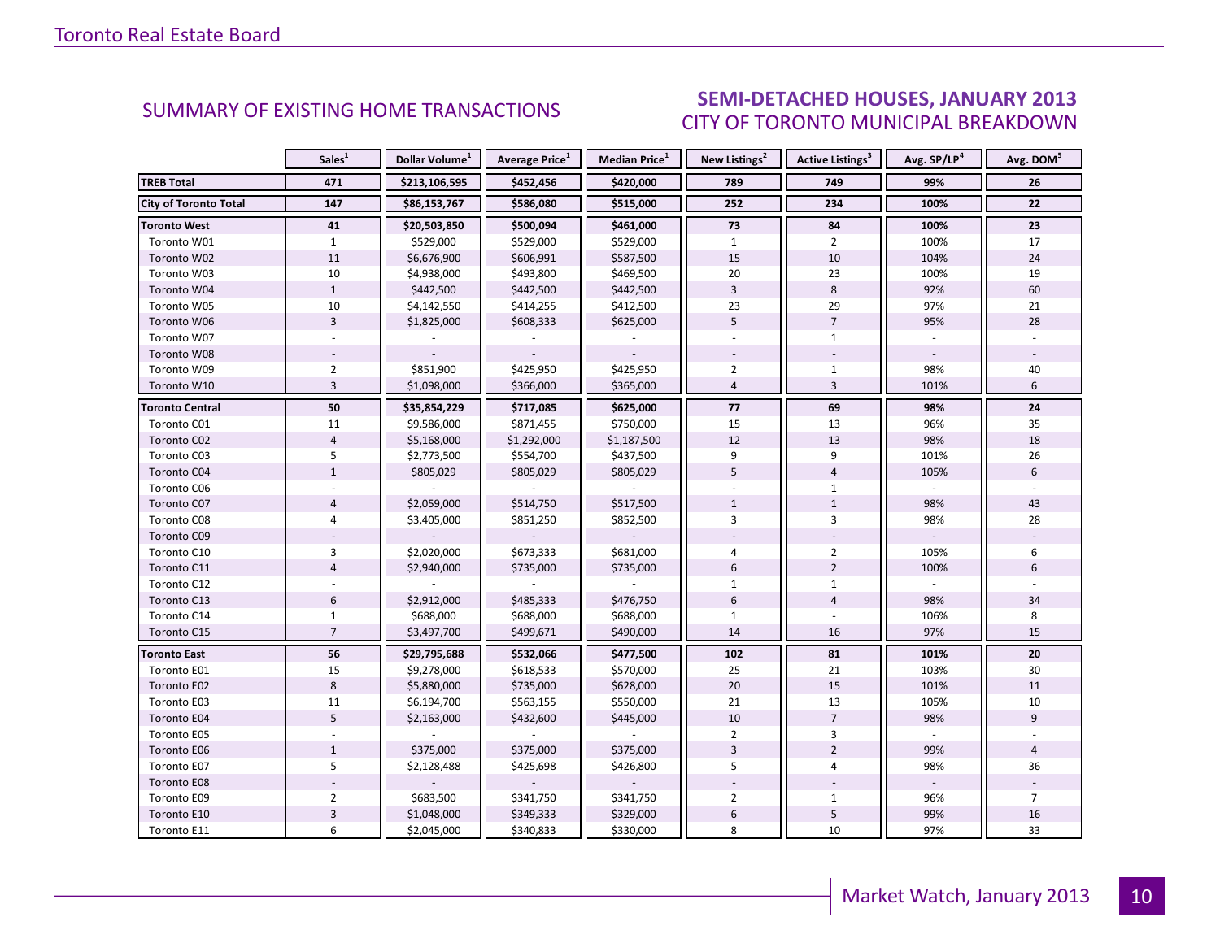SUMMARY OF EXISTING HOME TRANSACTIONS

## SEMI-DETACHED HOUSES, JANUARY 2013
CITY OF TORONTO MUNICIPAL BREAKDOWN

| | Sales[1] | Dollar Volume[1] | Average Price[1] | Median Price[1] | New Listings[2] | Active Listings[3] | Avg. SP/LP[4] | Avg. DOM[5] |
|---|---|---|---|---|---|---|---|---|
| **TREB Total** | **471** | **$213,106,595** | **$452,456** | **$420,000** | **789** | **749** | **99%** | **26** |
| **City of Toronto Total** | **147** | **$86,153,767** | **$586,080** | **$515,000** | **252** | **234** | **100%** | **22** |
| **Toronto West** | **41** | **$20,503,850** | **$500,094** | **$461,000** | **73** | **84** | **100%** | **23** |
| Toronto W01 | 1 | $529,000 | $529,000 | $529,000 | 1 | 2 | 100% | 17 |
| Toronto W02 | 11 | $6,676,900 | $606,991 | $587,500 | 15 | 10 | 104% | 24 |
| Toronto W03 | 10 | $4,938,000 | $493,800 | $469,500 | 20 | 23 | 100% | 19 |
| Toronto W04 | 1 | $442,500 | $442,500 | $442,500 | 3 | 8 | 92% | 60 |
| Toronto W05 | 10 | $4,142,550 | $414,255 | $412,500 | 23 | 29 | 97% | 21 |
| Toronto W06 | 3 | $1,825,000 | $608,333 | $625,000 | 5 | 7 | 95% | 28 |
| Toronto W07 | - | - | - | - | - | 1 | - | - |
| Toronto W08 | - | - | - | - | - | - | - | - |
| Toronto W09 | 2 | $851,900 | $425,950 | $425,950 | 2 | 1 | 98% | 40 |
| Toronto W10 | 3 | $1,098,000 | $366,000 | $365,000 | 4 | 3 | 101% | 6 |
| **Toronto Central** | **50** | **$35,854,229** | **$717,085** | **$625,000** | **77** | **69** | **98%** | **24** |
| Toronto C01 | 11 | $9,586,000 | $871,455 | $750,000 | 15 | 13 | 96% | 35 |
| Toronto C02 | 4 | $5,168,000 | $1,292,000 | $1,187,500 | 12 | 13 | 98% | 18 |
| Toronto C03 | 5 | $2,773,500 | $554,700 | $437,500 | 9 | 9 | 101% | 26 |
| Toronto C04 | 1 | $805,029 | $805,029 | $805,029 | 5 | 4 | 105% | 6 |
| Toronto C06 | - | - | - | - | - | 1 | - | - |
| Toronto C07 | 4 | $2,059,000 | $514,750 | $517,500 | 1 | 1 | 98% | 43 |
| Toronto C08 | 4 | $3,405,000 | $851,250 | $852,500 | 3 | 3 | 98% | 28 |
| Toronto C09 | - | - | - | - | - | - | - | - |
| Toronto C10 | 3 | $2,020,000 | $673,333 | $681,000 | 4 | 2 | 105% | 6 |
| Toronto C11 | 4 | $2,940,000 | $735,000 | $735,000 | 6 | 2 | 100% | 6 |
| Toronto C12 | - | - | - | - | 1 | 1 | - | - |
| Toronto C13 | 6 | $2,912,000 | $485,333 | $476,750 | 6 | 4 | 98% | 34 |
| Toronto C14 | 1 | $688,000 | $688,000 | $688,000 | 1 | - | 106% | 8 |
| Toronto C15 | 7 | $3,497,700 | $499,671 | $490,000 | 14 | 16 | 97% | 15 |
| **Toronto East** | **56** | **$29,795,688** | **$532,066** | **$477,500** | **102** | **81** | **101%** | **20** |
| Toronto E01 | 15 | $9,278,000 | $618,533 | $570,000 | 25 | 21 | 103% | 30 |
| Toronto E02 | 8 | $5,880,000 | $735,000 | $628,000 | 20 | 15 | 101% | 11 |
| Toronto E03 | 11 | $6,194,700 | $563,155 | $550,000 | 21 | 13 | 105% | 10 |
| Toronto E04 | 5 | $2,163,000 | $432,600 | $445,000 | 10 | 7 | 98% | 9 |
| Toronto E05 | - | - | - | - | 2 | 3 | - | - |
| Toronto E06 | 1 | $375,000 | $375,000 | $375,000 | 3 | 2 | 99% | 4 |
| Toronto E07 | 5 | $2,128,488 | $425,698 | $426,800 | 5 | 4 | 98% | 36 |
| Toronto E08 | - | - | - | - | - | - | - | - |
| Toronto E09 | 2 | $683,500 | $341,750 | $341,750 | 2 | 1 | 96% | 7 |
| Toronto E10 | 3 | $1,048,000 | $349,333 | $329,000 | 6 | 5 | 99% | 16 |
| Toronto E11 | 6 | $2,045,000 | $340,833 | $330,000 | 8 | 10 | 97% | 33 |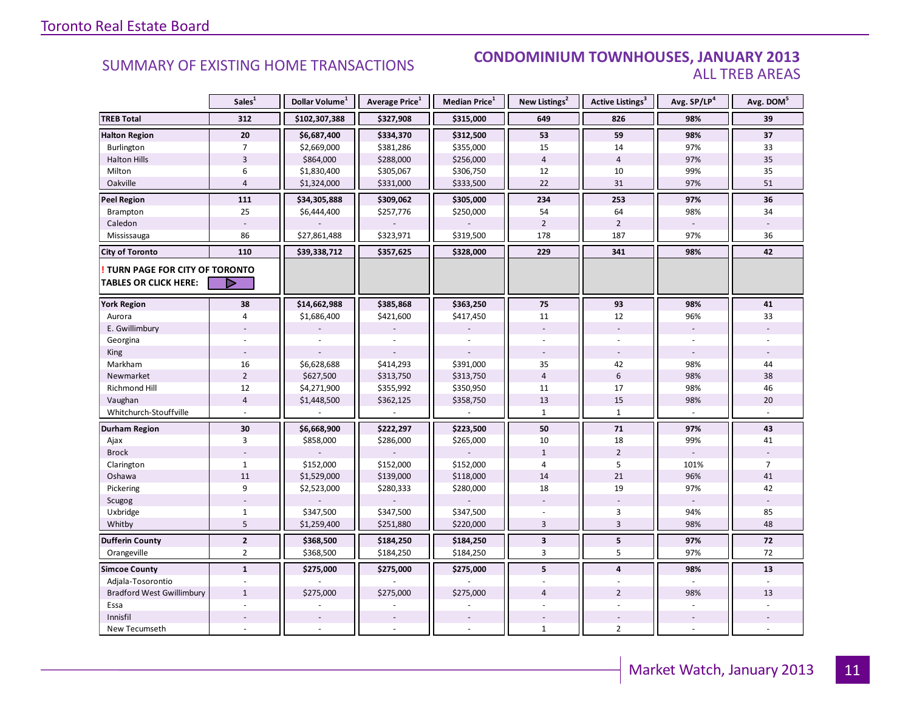# Toronto Real Estate Board

## SUMMARY OF EXISTING HOME TRANSACTIONS

## CONDOMINIUM TOWNHOUSES, JANUARY 2013
### ALL TREB AREAS

| | Sales[1] | Dollar Volume[1] | Average Price[1] | Median Price[1] | New Listings[2] | Active Listings[3] | Avg. SP/LP[4] | Avg. DOM[5] |
|---|---|---|---|---|---|---|---|---|
| **TREB Total** | **312** | **$102,307,388** | **$327,908** | **$315,000** | **649** | **826** | **98%** | **39** |
| **Halton Region** | **20** | **$6,687,400** | **$334,370** | **$312,500** | **53** | **59** | **98%** | **37** |
| Burlington | 7 | $2,669,000 | $381,286 | $355,000 | 15 | 14 | 97% | 33 |
| Halton Hills | 3 | $864,000 | $288,000 | $256,000 | 4 | 4 | 97% | 35 |
| Milton | 6 | $1,830,400 | $305,067 | $306,750 | 12 | 10 | 99% | 35 |
| Oakville | 4 | $1,324,000 | $331,000 | $333,500 | 22 | 31 | 97% | 51 |
| **Peel Region** | **111** | **$34,305,888** | **$309,062** | **$305,000** | **234** | **253** | **97%** | **36** |
| Brampton | 25 | $6,444,400 | $257,776 | $250,000 | 54 | 64 | 98% | 34 |
| Caledon | - | - | - | - | 2 | 2 | - | - |
| Mississauga | 86 | $27,861,488 | $323,971 | $319,500 | 178 | 187 | 97% | 36 |
| **City of Toronto** | **110** | **$39,338,712** | **$357,625** | **$328,000** | **229** | **341** | **98%** | **42** |
| **! TURN PAGE FOR CITY OF TORONTO TABLES OR CLICK HERE:** | | | | | | | | |
| **York Region** | **38** | **$14,662,988** | **$385,868** | **$363,250** | **75** | **93** | **98%** | **41** |
| Aurora | 4 | $1,686,400 | $421,600 | $417,450 | 11 | 12 | 96% | 33 |
| E. Gwillimbury | - | - | - | - | - | - | - | - |
| Georgina | - | - | - | - | - | - | - | - |
| King | - | - | - | - | - | - | - | - |
| Markham | 16 | $6,628,688 | $414,293 | $391,000 | 35 | 42 | 98% | 44 |
| Newmarket | 2 | $627,500 | $313,750 | $313,750 | 4 | 6 | 98% | 38 |
| Richmond Hill | 12 | $4,271,900 | $355,992 | $350,950 | 11 | 17 | 98% | 46 |
| Vaughan | 4 | $1,448,500 | $362,125 | $358,750 | 13 | 15 | 98% | 20 |
| Whitchurch-Stouffville | - | - | - | - | 1 | 1 | - | - |
| **Durham Region** | **30** | **$6,668,900** | **$222,297** | **$223,500** | **50** | **71** | **97%** | **43** |
| Ajax | 3 | $858,000 | $286,000 | $265,000 | 10 | 18 | 99% | 41 |
| Brock | - | - | - | - | 1 | 2 | - | - |
| Clarington | 1 | $152,000 | $152,000 | $152,000 | 4 | 5 | 101% | 7 |
| Oshawa | 11 | $1,529,000 | $139,000 | $118,000 | 14 | 21 | 96% | 41 |
| Pickering | 9 | $2,523,000 | $280,333 | $280,000 | 18 | 19 | 97% | 42 |
| Scugog | - | - | - | - | - | - | - | - |
| Uxbridge | 1 | $347,500 | $347,500 | $347,500 | - | 3 | 94% | 85 |
| Whitby | 5 | $1,259,400 | $251,880 | $220,000 | 3 | 3 | 98% | 48 |
| **Dufferin County** | **2** | **$368,500** | **$184,250** | **$184,250** | **3** | **5** | **97%** | **72** |
| Orangeville | 2 | $368,500 | $184,250 | $184,250 | 3 | 5 | 97% | 72 |
| **Simcoe County** | **1** | **$275,000** | **$275,000** | **$275,000** | **5** | **4** | **98%** | **13** |
| Adjala-Tosorontio | - | - | - | - | - | - | - | - |
| Bradford West Gwillimbury | 1 | $275,000 | $275,000 | $275,000 | 4 | 2 | 98% | 13 |
| Essa | - | - | - | - | - | - | - | - |
| Innisfil | - | - | - | - | - | - | - | - |
| New Tecumseth | - | - | - | - | 1 | 2 | - | - |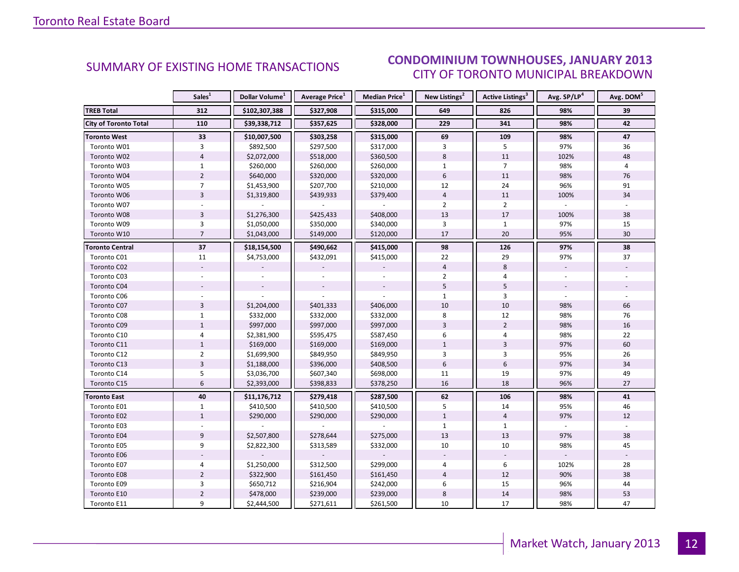SUMMARY OF EXISTING HOME TRANSACTIONS

## CONDOMINIUM TOWNHOUSES, JANUARY 2013
### CITY OF TORONTO MUNICIPAL BREAKDOWN

| | Sales[1] | Dollar Volume[1] | Average Price[1] | Median Price[1] | New Listings[2] | Active Listings[3] | Avg. SP/LP[4] | Avg. DOM[5] |
|---|---|---|---|---|---|---|---|---|
| **TREB Total** | **312** | **$102,307,388** | **$327,908** | **$315,000** | **649** | **826** | **98%** | **39** |
| **City of Toronto Total** | **110** | **$39,338,712** | **$357,625** | **$328,000** | **229** | **341** | **98%** | **42** |
| **Toronto West** | **33** | **$10,007,500** | **$303,258** | **$315,000** | **69** | **109** | **98%** | **47** |
| Toronto W01 | 3 | $892,500 | $297,500 | $317,000 | 3 | 5 | 97% | 36 |
| Toronto W02 | 4 | $2,072,000 | $518,000 | $360,500 | 8 | 11 | 102% | 48 |
| Toronto W03 | 1 | $260,000 | $260,000 | $260,000 | 1 | 7 | 98% | 4 |
| Toronto W04 | 2 | $640,000 | $320,000 | $320,000 | 6 | 11 | 98% | 76 |
| Toronto W05 | 7 | $1,453,900 | $207,700 | $210,000 | 12 | 24 | 96% | 91 |
| Toronto W06 | 3 | $1,319,800 | $439,933 | $379,400 | 4 | 11 | 100% | 34 |
| Toronto W07 | - | - | - | - | 2 | 2 | - | - |
| Toronto W08 | 3 | $1,276,300 | $425,433 | $408,000 | 13 | 17 | 100% | 38 |
| Toronto W09 | 3 | $1,050,000 | $350,000 | $340,000 | 3 | 1 | 97% | 15 |
| Toronto W10 | 7 | $1,043,000 | $149,000 | $120,000 | 17 | 20 | 95% | 30 |
| **Toronto Central** | **37** | **$18,154,500** | **$490,662** | **$415,000** | **98** | **126** | **97%** | **38** |
| Toronto C01 | 11 | $4,753,000 | $432,091 | $415,000 | 22 | 29 | 97% | 37 |
| Toronto C02 | - | - | - | - | 4 | 8 | - | - |
| Toronto C03 | - | - | - | - | 2 | 4 | - | - |
| Toronto C04 | - | - | - | - | 5 | 5 | - | - |
| Toronto C06 | - | - | - | - | 1 | 3 | - | - |
| Toronto C07 | 3 | $1,204,000 | $401,333 | $406,000 | 10 | 10 | 98% | 66 |
| Toronto C08 | 1 | $332,000 | $332,000 | $332,000 | 8 | 12 | 98% | 76 |
| Toronto C09 | 1 | $997,000 | $997,000 | $997,000 | 3 | 2 | 98% | 16 |
| Toronto C10 | 4 | $2,381,900 | $595,475 | $587,450 | 6 | 4 | 98% | 22 |
| Toronto C11 | 1 | $169,000 | $169,000 | $169,000 | 1 | 3 | 97% | 60 |
| Toronto C12 | 2 | $1,699,900 | $849,950 | $849,950 | 3 | 3 | 95% | 26 |
| Toronto C13 | 3 | $1,188,000 | $396,000 | $408,500 | 6 | 6 | 97% | 34 |
| Toronto C14 | 5 | $3,036,700 | $607,340 | $698,000 | 11 | 19 | 97% | 49 |
| Toronto C15 | 6 | $2,393,000 | $398,833 | $378,250 | 16 | 18 | 96% | 27 |
| **Toronto East** | **40** | **$11,176,712** | **$279,418** | **$287,500** | **62** | **106** | **98%** | **41** |
| Toronto E01 | 1 | $410,500 | $410,500 | $410,500 | 5 | 14 | 95% | 46 |
| Toronto E02 | 1 | $290,000 | $290,000 | $290,000 | 1 | 4 | 97% | 12 |
| Toronto E03 | - | - | - | - | 1 | 1 | - | - |
| Toronto E04 | 9 | $2,507,800 | $278,644 | $275,000 | 13 | 13 | 97% | 38 |
| Toronto E05 | 9 | $2,822,300 | $313,589 | $332,000 | 10 | 10 | 98% | 45 |
| Toronto E06 | - | - | - | - | - | - | - | - |
| Toronto E07 | 4 | $1,250,000 | $312,500 | $299,000 | 4 | 6 | 102% | 28 |
| Toronto E08 | 2 | $322,900 | $161,450 | $161,450 | 4 | 12 | 90% | 38 |
| Toronto E09 | 3 | $650,712 | $216,904 | $242,000 | 6 | 15 | 96% | 44 |
| Toronto E10 | 2 | $478,000 | $239,000 | $239,000 | 8 | 14 | 98% | 53 |
| Toronto E11 | 9 | $2,444,500 | $271,611 | $261,500 | 10 | 17 | 98% | 47 |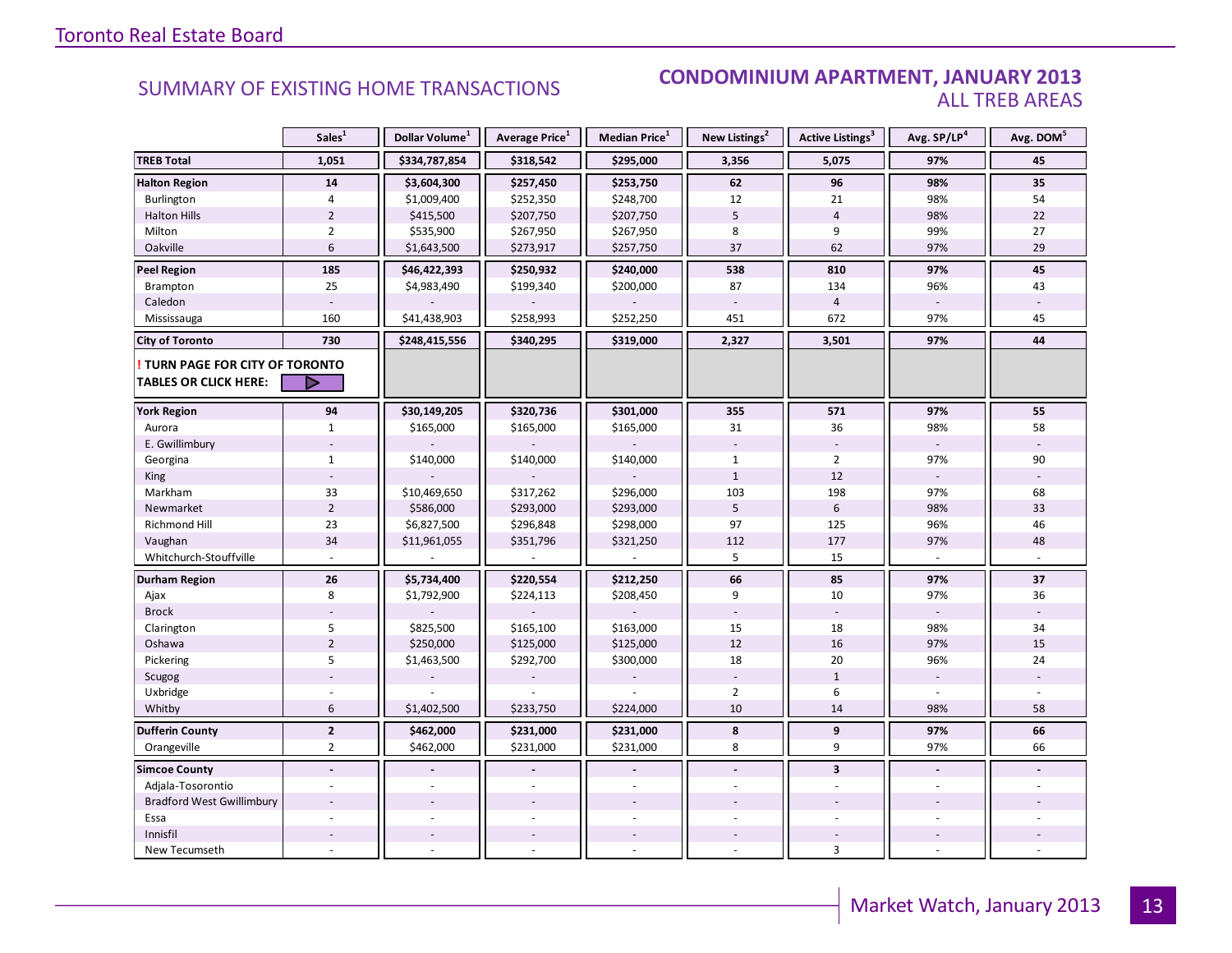## SUMMARY OF EXISTING HOME TRANSACTIONS

## CONDOMINIUM APARTMENT, JANUARY 2013
### ALL TREB AREAS

| | Sales[1] | Dollar Volume[1] | Average Price[1] | Median Price[1] | New Listings[2] | Active Listings[3] | Avg. SP/LP[4] | Avg. DOM[5] |
|---|---|---|---|---|---|---|---|---|
| **TREB Total** | **1,051** | **$334,787,854** | **$318,542** | **$295,000** | **3,356** | **5,075** | **97%** | **45** |
| **Halton Region** | **14** | **$3,604,300** | **$257,450** | **$253,750** | **62** | **96** | **98%** | **35** |
| Burlington | 4 | $1,009,400 | $252,350 | $248,700 | 12 | 21 | 98% | 54 |
| Halton Hills | 2 | $415,500 | $207,750 | $207,750 | 5 | 4 | 98% | 22 |
| Milton | 2 | $535,900 | $267,950 | $267,950 | 8 | 9 | 99% | 27 |
| Oakville | 6 | $1,643,500 | $273,917 | $257,750 | 37 | 62 | 97% | 29 |
| **Peel Region** | **185** | **$46,422,393** | **$250,932** | **$240,000** | **538** | **810** | **97%** | **45** |
| Brampton | 25 | $4,983,490 | $199,340 | $200,000 | 87 | 134 | 96% | 43 |
| Caledon | - | - | - | - | - | 4 | - | - |
| Mississauga | 160 | $41,438,903 | $258,993 | $252,250 | 451 | 672 | 97% | 45 |
| **City of Toronto** | **730** | **$248,415,556** | **$340,295** | **$319,000** | **2,327** | **3,501** | **97%** | **44** |
| **! TURN PAGE FOR CITY OF TORONTO TABLES OR CLICK HERE:** | | | | | | | | |
| **York Region** | **94** | **$30,149,205** | **$320,736** | **$301,000** | **355** | **571** | **97%** | **55** |
| Aurora | 1 | $165,000 | $165,000 | $165,000 | 31 | 36 | 98% | 58 |
| E. Gwillimbury | - | - | - | - | - | - | - | - |
| Georgina | 1 | $140,000 | $140,000 | $140,000 | 1 | 2 | 97% | 90 |
| King | - | - | - | - | 1 | 12 | - | - |
| Markham | 33 | $10,469,650 | $317,262 | $296,000 | 103 | 198 | 97% | 68 |
| Newmarket | 2 | $586,000 | $293,000 | $293,000 | 5 | 6 | 98% | 33 |
| Richmond Hill | 23 | $6,827,500 | $296,848 | $298,000 | 97 | 125 | 96% | 46 |
| Vaughan | 34 | $11,961,055 | $351,796 | $321,250 | 112 | 177 | 97% | 48 |
| Whitchurch-Stouffville | - | - | - | - | 5 | 15 | - | - |
| **Durham Region** | **26** | **$5,734,400** | **$220,554** | **$212,250** | **66** | **85** | **97%** | **37** |
| Ajax | 8 | $1,792,900 | $224,113 | $208,450 | 9 | 10 | 97% | 36 |
| Brock | - | - | - | - | - | - | - | - |
| Clarington | 5 | $825,500 | $165,100 | $163,000 | 15 | 18 | 98% | 34 |
| Oshawa | 2 | $250,000 | $125,000 | $125,000 | 12 | 16 | 97% | 15 |
| Pickering | 5 | $1,463,500 | $292,700 | $300,000 | 18 | 20 | 96% | 24 |
| Scugog | - | - | - | - | - | 1 | - | - |
| Uxbridge | - | - | - | - | 2 | 6 | - | - |
| Whitby | 6 | $1,402,500 | $233,750 | $224,000 | 10 | 14 | 98% | 58 |
| **Dufferin County** | **2** | **$462,000** | **$231,000** | **$231,000** | **8** | **9** | **97%** | **66** |
| Orangeville | 2 | $462,000 | $231,000 | $231,000 | 8 | 9 | 97% | 66 |
| **Simcoe County** | **-** | **-** | **-** | **-** | **-** | **3** | **-** | **-** |
| Adjala-Tosorontio | - | - | - | - | - | - | - | - |
| Bradford West Gwillimbury | - | - | - | - | - | - | - | - |
| Essa | - | - | - | - | - | - | - | - |
| Innisfil | - | - | - | - | - | - | - | - |
| New Tecumseth | - | - | - | - | - | 3 | - | - |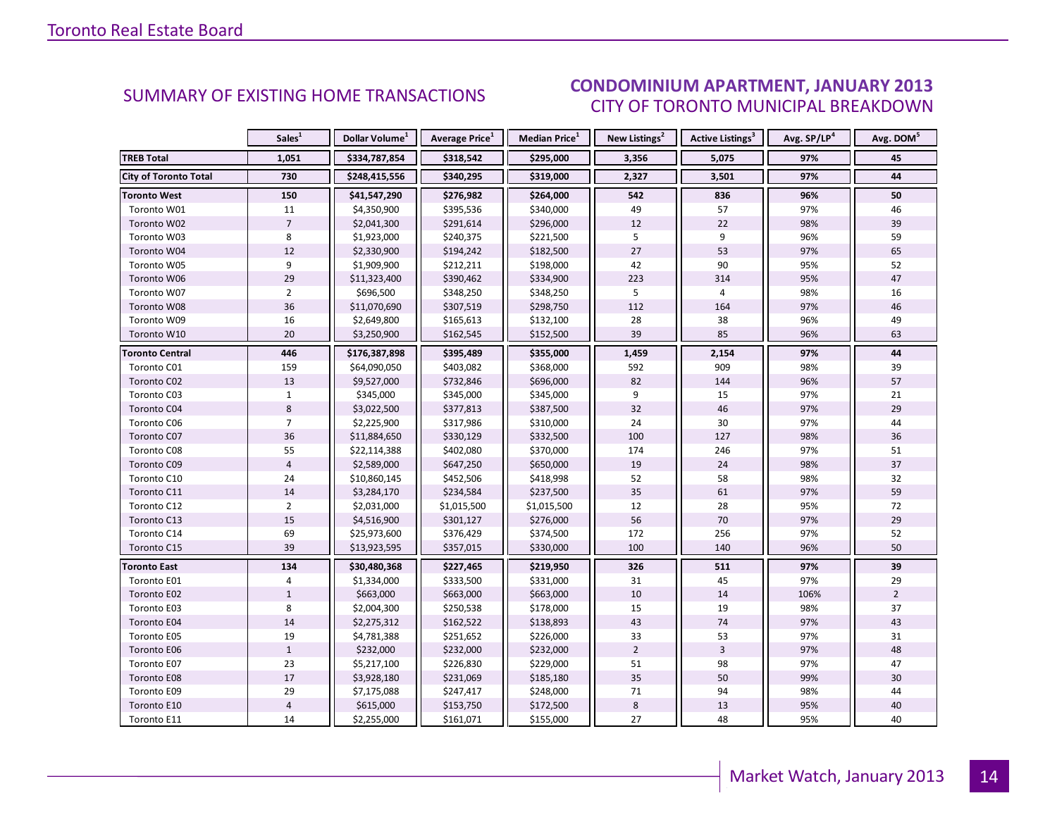## SUMMARY OF EXISTING HOME TRANSACTIONS

## CONDOMINIUM APARTMENT, JANUARY 2013
### CITY OF TORONTO MUNICIPAL BREAKDOWN

| | Sales[1] | Dollar Volume[1] | Average Price[1] | Median Price[1] | New Listings[2] | Active Listings[3] | Avg. SP/LP[4] | Avg. DOM[5] |
|---|---|---|---|---|---|---|---|---|
| **TREB Total** | **1,051** | **$334,787,854** | **$318,542** | **$295,000** | **3,356** | **5,075** | **97%** | **45** |
| **City of Toronto Total** | **730** | **$248,415,556** | **$340,295** | **$319,000** | **2,327** | **3,501** | **97%** | **44** |
| **Toronto West** | **150** | **$41,547,290** | **$276,982** | **$264,000** | **542** | **836** | **96%** | **50** |
| Toronto W01 | 11 | $4,350,900 | $395,536 | $340,000 | 49 | 57 | 97% | 46 |
| Toronto W02 | 7 | $2,041,300 | $291,614 | $296,000 | 12 | 22 | 98% | 39 |
| Toronto W03 | 8 | $1,923,000 | $240,375 | $221,500 | 5 | 9 | 96% | 59 |
| Toronto W04 | 12 | $2,330,900 | $194,242 | $182,500 | 27 | 53 | 97% | 65 |
| Toronto W05 | 9 | $1,909,900 | $212,211 | $198,000 | 42 | 90 | 95% | 52 |
| Toronto W06 | 29 | $11,323,400 | $390,462 | $334,900 | 223 | 314 | 95% | 47 |
| Toronto W07 | 2 | $696,500 | $348,250 | $348,250 | 5 | 4 | 98% | 16 |
| Toronto W08 | 36 | $11,070,690 | $307,519 | $298,750 | 112 | 164 | 97% | 46 |
| Toronto W09 | 16 | $2,649,800 | $165,613 | $132,100 | 28 | 38 | 96% | 49 |
| Toronto W10 | 20 | $3,250,900 | $162,545 | $152,500 | 39 | 85 | 96% | 63 |
| **Toronto Central** | **446** | **$176,387,898** | **$395,489** | **$355,000** | **1,459** | **2,154** | **97%** | **44** |
| Toronto C01 | 159 | $64,090,050 | $403,082 | $368,000 | 592 | 909 | 98% | 39 |
| Toronto C02 | 13 | $9,527,000 | $732,846 | $696,000 | 82 | 144 | 96% | 57 |
| Toronto C03 | 1 | $345,000 | $345,000 | $345,000 | 9 | 15 | 97% | 21 |
| Toronto C04 | 8 | $3,022,500 | $377,813 | $387,500 | 32 | 46 | 97% | 29 |
| Toronto C06 | 7 | $2,225,900 | $317,986 | $310,000 | 24 | 30 | 97% | 44 |
| Toronto C07 | 36 | $11,884,650 | $330,129 | $332,500 | 100 | 127 | 98% | 36 |
| Toronto C08 | 55 | $22,114,388 | $402,080 | $370,000 | 174 | 246 | 97% | 51 |
| Toronto C09 | 4 | $2,589,000 | $647,250 | $650,000 | 19 | 24 | 98% | 37 |
| Toronto C10 | 24 | $10,860,145 | $452,506 | $418,998 | 52 | 58 | 98% | 32 |
| Toronto C11 | 14 | $3,284,170 | $234,584 | $237,500 | 35 | 61 | 97% | 59 |
| Toronto C12 | 2 | $2,031,000 | $1,015,500 | $1,015,500 | 12 | 28 | 95% | 72 |
| Toronto C13 | 15 | $4,516,900 | $301,127 | $276,000 | 56 | 70 | 97% | 29 |
| Toronto C14 | 69 | $25,973,600 | $376,429 | $374,500 | 172 | 256 | 97% | 52 |
| Toronto C15 | 39 | $13,923,595 | $357,015 | $330,000 | 100 | 140 | 96% | 50 |
| **Toronto East** | **134** | **$30,480,368** | **$227,465** | **$219,950** | **326** | **511** | **97%** | **39** |
| Toronto E01 | 4 | $1,334,000 | $333,500 | $331,000 | 31 | 45 | 97% | 29 |
| Toronto E02 | 1 | $663,000 | $663,000 | $663,000 | 10 | 14 | 106% | 2 |
| Toronto E03 | 8 | $2,004,300 | $250,538 | $178,000 | 15 | 19 | 98% | 37 |
| Toronto E04 | 14 | $2,275,312 | $162,522 | $138,893 | 43 | 74 | 97% | 43 |
| Toronto E05 | 19 | $4,781,388 | $251,652 | $226,000 | 33 | 53 | 97% | 31 |
| Toronto E06 | 1 | $232,000 | $232,000 | $232,000 | 2 | 3 | 97% | 48 |
| Toronto E07 | 23 | $5,217,100 | $226,830 | $229,000 | 51 | 98 | 97% | 47 |
| Toronto E08 | 17 | $3,928,180 | $231,069 | $185,180 | 35 | 50 | 99% | 30 |
| Toronto E09 | 29 | $7,175,088 | $247,417 | $248,000 | 71 | 94 | 98% | 44 |
| Toronto E10 | 4 | $615,000 | $153,750 | $172,500 | 8 | 13 | 95% | 40 |
| Toronto E11 | 14 | $2,255,000 | $161,071 | $155,000 | 27 | 48 | 95% | 40 |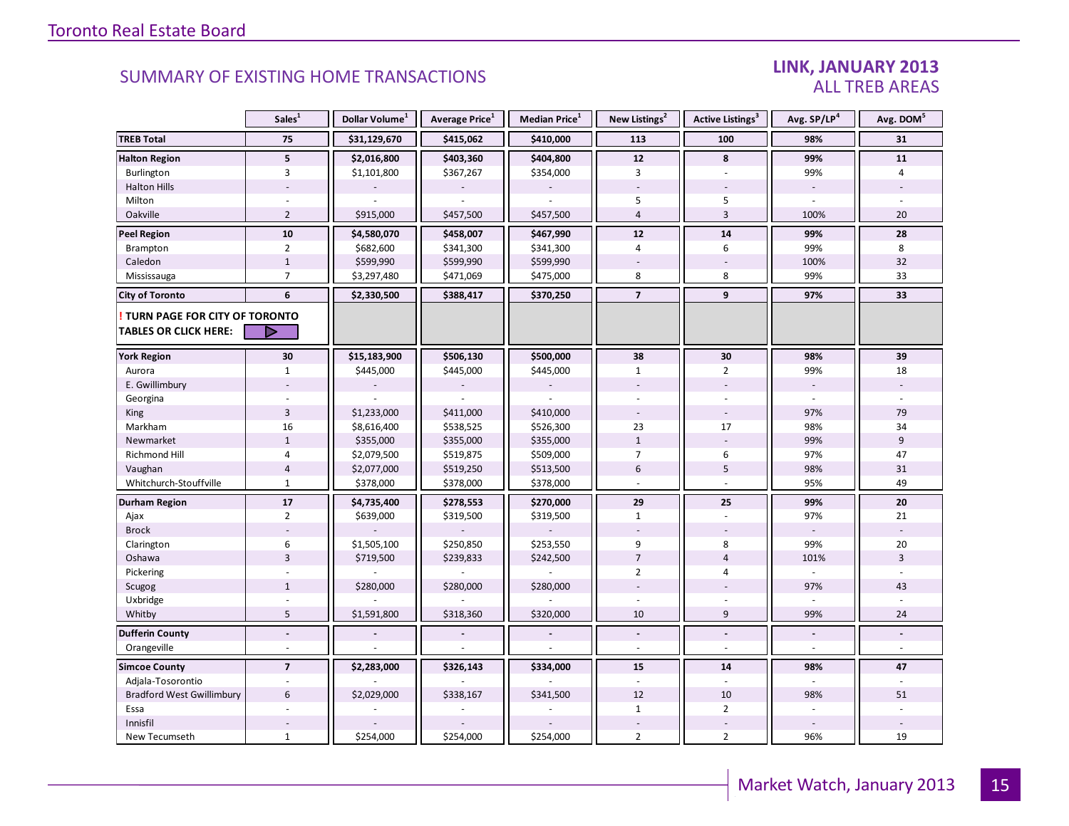## SUMMARY OF EXISTING HOME TRANSACTIONS

### LINK, JANUARY 2013
### ALL TREB AREAS

| | Sales[1] | Dollar Volume[1] | Average Price[1] | Median Price[1] | New Listings[2] | Active Listings[3] | Avg. SP/LP[4] | Avg. DOM[5] |
|---|---|---|---|---|---|---|---|---|
| **TREB Total** | **75** | **$31,129,670** | **$415,062** | **$410,000** | **113** | **100** | **98%** | **31** |
| **Halton Region** | **5** | **$2,016,800** | **$403,360** | **$404,800** | **12** | **8** | **99%** | **11** |
| Burlington | 3 | $1,101,800 | $367,267 | $354,000 | 3 | - | 99% | 4 |
| Halton Hills | - | - | - | - | - | - | - | - |
| Milton | - | - | - | - | 5 | 5 | - | - |
| Oakville | 2 | $915,000 | $457,500 | $457,500 | 4 | 3 | 100% | 20 |
| **Peel Region** | **10** | **$4,580,070** | **$458,007** | **$467,990** | **12** | **14** | **99%** | **28** |
| Brampton | 2 | $682,600 | $341,300 | $341,300 | 4 | 6 | 99% | 8 |
| Caledon | 1 | $599,990 | $599,990 | $599,990 | - | - | 100% | 32 |
| Mississauga | 7 | $3,297,480 | $471,069 | $475,000 | 8 | 8 | 99% | 33 |
| **City of Toronto** | **6** | **$2,330,500** | **$388,417** | **$370,250** | **7** | **9** | **97%** | **33** |
| **! TURN PAGE FOR CITY OF TORONTO TABLES OR CLICK HERE:** | | | | | | | | |
| **York Region** | **30** | **$15,183,900** | **$506,130** | **$500,000** | **38** | **30** | **98%** | **39** |
| Aurora | 1 | $445,000 | $445,000 | $445,000 | 1 | 2 | 99% | 18 |
| E. Gwillimbury | - | - | - | - | - | - | - | - |
| Georgina | - | - | - | - | - | - | - | - |
| King | 3 | $1,233,000 | $411,000 | $410,000 | - | - | 97% | 79 |
| Markham | 16 | $8,616,400 | $538,525 | $526,300 | 23 | 17 | 98% | 34 |
| Newmarket | 1 | $355,000 | $355,000 | $355,000 | 1 | - | 99% | 9 |
| Richmond Hill | 4 | $2,079,500 | $519,875 | $509,000 | 7 | 6 | 97% | 47 |
| Vaughan | 4 | $2,077,000 | $519,250 | $513,500 | 6 | 5 | 98% | 31 |
| Whitchurch-Stouffville | 1 | $378,000 | $378,000 | $378,000 | - | - | 95% | 49 |
| **Durham Region** | **17** | **$4,735,400** | **$278,553** | **$270,000** | **29** | **25** | **99%** | **20** |
| Ajax | 2 | $639,000 | $319,500 | $319,500 | 1 | - | 97% | 21 |
| Brock | - | - | - | - | - | - | - | - |
| Clarington | 6 | $1,505,100 | $250,850 | $253,550 | 9 | 8 | 99% | 20 |
| Oshawa | 3 | $719,500 | $239,833 | $242,500 | 7 | 4 | 101% | 3 |
| Pickering | - | - | - | - | 2 | 4 | - | - |
| Scugog | 1 | $280,000 | $280,000 | $280,000 | - | - | 97% | 43 |
| Uxbridge | - | - | - | - | - | - | - | - |
| Whitby | 5 | $1,591,800 | $318,360 | $320,000 | 10 | 9 | 99% | 24 |
| **Dufferin County** | **-** | **-** | **-** | **-** | **-** | **-** | **-** | **-** |
| Orangeville | - | - | - | - | - | - | - | - |
| **Simcoe County** | **7** | **$2,283,000** | **$326,143** | **$334,000** | **15** | **14** | **98%** | **47** |
| Adjala-Tosorontio | - | - | - | - | - | - | - | - |
| Bradford West Gwillimbury | 6 | $2,029,000 | $338,167 | $341,500 | 12 | 10 | 98% | 51 |
| Essa | - | - | - | - | 1 | 2 | - | - |
| Innisfil | - | - | - | - | - | - | - | - |
| New Tecumseth | 1 | $254,000 | $254,000 | $254,000 | 2 | 2 | 96% | 19 |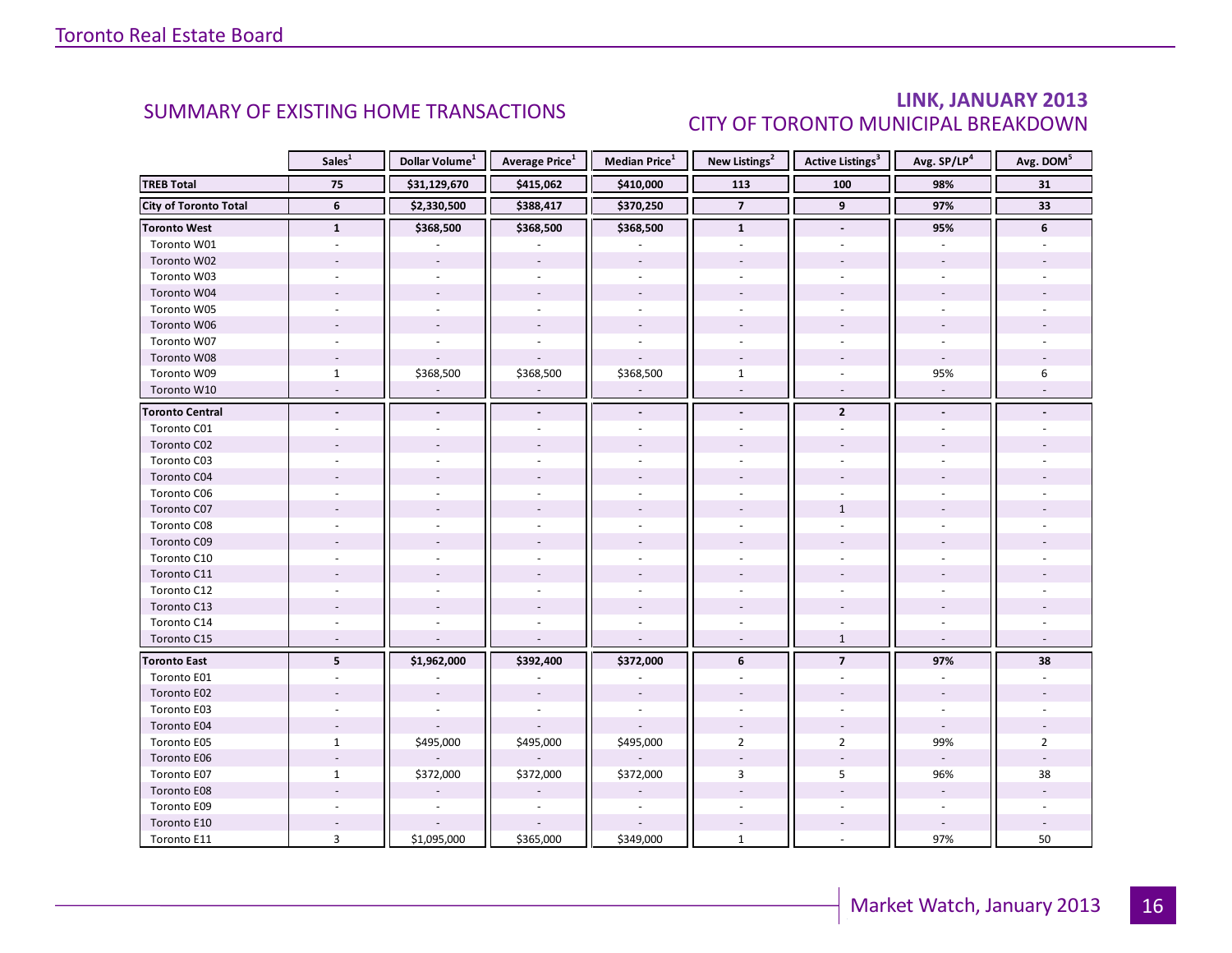## SUMMARY OF EXISTING HOME TRANSACTIONS

## LINK, JANUARY 2013
### CITY OF TORONTO MUNICIPAL BREAKDOWN

| | Sales[1] | Dollar Volume[1] | Average Price[1] | Median Price[1] | New Listings[2] | Active Listings[3] | Avg. SP/LP[4] | Avg. DOM[5] |
|---|---|---|---|---|---|---|---|---|
| **TREB Total** | **75** | **$31,129,670** | **$415,062** | **$410,000** | **113** | **100** | **98%** | **31** |
| **City of Toronto Total** | **6** | **$2,330,500** | **$388,417** | **$370,250** | **7** | **9** | **97%** | **33** |
| **Toronto West** | **1** | **$368,500** | **$368,500** | **$368,500** | **1** | **-** | **95%** | **6** |
| Toronto W01 | - | - | - | - | - | - | - | - |
| Toronto W02 | - | - | - | - | - | - | - | - |
| Toronto W03 | - | - | - | - | - | - | - | - |
| Toronto W04 | - | - | - | - | - | - | - | - |
| Toronto W05 | - | - | - | - | - | - | - | - |
| Toronto W06 | - | - | - | - | - | - | - | - |
| Toronto W07 | - | - | - | - | - | - | - | - |
| Toronto W08 | - | - | - | - | - | - | - | - |
| Toronto W09 | 1 | $368,500 | $368,500 | $368,500 | 1 | - | 95% | 6 |
| Toronto W10 | - | - | - | - | - | - | - | - |
| **Toronto Central** | **-** | **-** | **-** | **-** | **-** | **2** | **-** | **-** |
| Toronto C01 | - | - | - | - | - | - | - | - |
| Toronto C02 | - | - | - | - | - | - | - | - |
| Toronto C03 | - | - | - | - | - | - | - | - |
| Toronto C04 | - | - | - | - | - | - | - | - |
| Toronto C06 | - | - | - | - | - | - | - | - |
| Toronto C07 | - | - | - | - | - | 1 | - | - |
| Toronto C08 | - | - | - | - | - | - | - | - |
| Toronto C09 | - | - | - | - | - | - | - | - |
| Toronto C10 | - | - | - | - | - | - | - | - |
| Toronto C11 | - | - | - | - | - | - | - | - |
| Toronto C12 | - | - | - | - | - | - | - | - |
| Toronto C13 | - | - | - | - | - | - | - | - |
| Toronto C14 | - | - | - | - | - | - | - | - |
| Toronto C15 | - | - | - | - | - | 1 | - | - |
| **Toronto East** | **5** | **$1,962,000** | **$392,400** | **$372,000** | **6** | **7** | **97%** | **38** |
| Toronto E01 | - | - | - | - | - | - | - | - |
| Toronto E02 | - | - | - | - | - | - | - | - |
| Toronto E03 | - | - | - | - | - | - | - | - |
| Toronto E04 | - | - | - | - | - | - | - | - |
| Toronto E05 | 1 | $495,000 | $495,000 | $495,000 | 2 | 2 | 99% | 2 |
| Toronto E06 | - | - | - | - | - | - | - | - |
| Toronto E07 | 1 | $372,000 | $372,000 | $372,000 | 3 | 5 | 96% | 38 |
| Toronto E08 | - | - | - | - | - | - | - | - |
| Toronto E09 | - | - | - | - | - | - | - | - |
| Toronto E10 | - | - | - | - | - | - | - | - |
| Toronto E11 | 3 | $1,095,000 | $365,000 | $349,000 | 1 | - | 97% | 50 |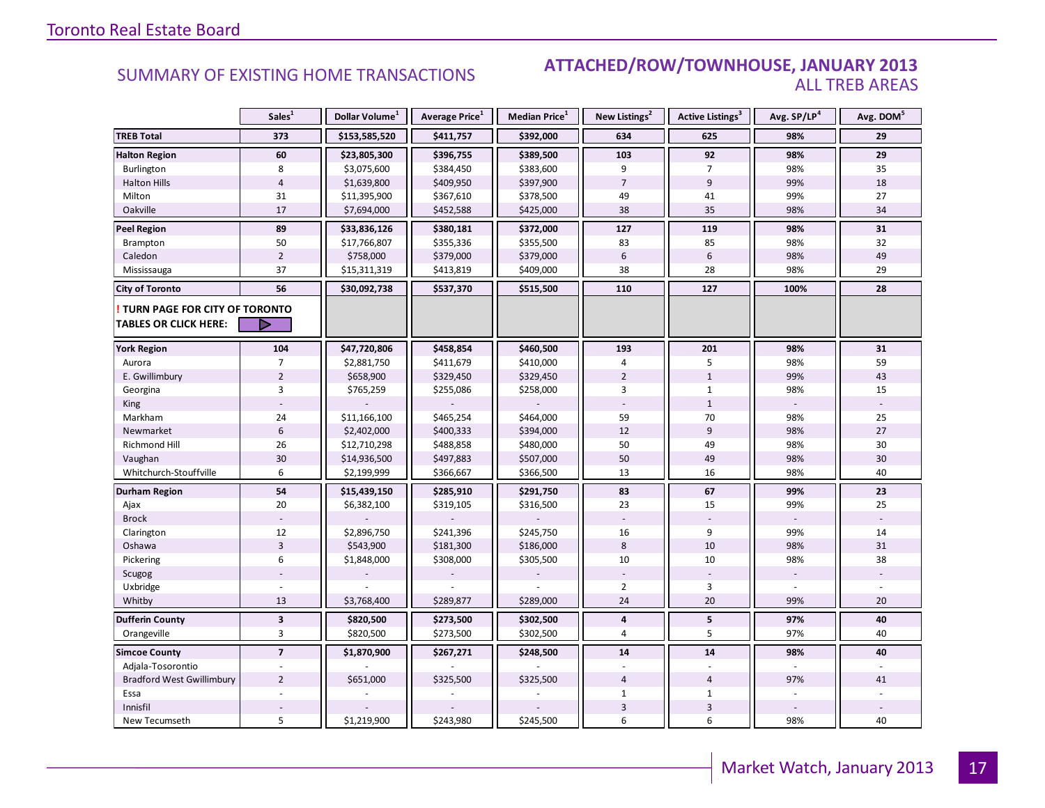## SUMMARY OF EXISTING HOME TRANSACTIONS

## ATTACHED/ROW/TOWNHOUSE, JANUARY 2013
### ALL TREB AREAS

| | Sales[1] | Dollar Volume[1] | Average Price[1] | Median Price[1] | New Listings[2] | Active Listings[3] | Avg. SP/LP[4] | Avg. DOM[5] |
|---|---|---|---|---|---|---|---|---|
| **TREB Total** | **373** | **$153,585,520** | **$411,757** | **$392,000** | **634** | **625** | **98%** | **29** |
| **Halton Region** | **60** | **$23,805,300** | **$396,755** | **$389,500** | **103** | **92** | **98%** | **29** |
| Burlington | 8 | $3,075,600 | $384,450 | $383,600 | 9 | 7 | 98% | 35 |
| Halton Hills | 4 | $1,639,800 | $409,950 | $397,900 | 7 | 9 | 99% | 18 |
| Milton | 31 | $11,395,900 | $367,610 | $378,500 | 49 | 41 | 99% | 27 |
| Oakville | 17 | $7,694,000 | $452,588 | $425,000 | 38 | 35 | 98% | 34 |
| **Peel Region** | **89** | **$33,836,126** | **$380,181** | **$372,000** | **127** | **119** | **98%** | **31** |
| Brampton | 50 | $17,766,807 | $355,336 | $355,500 | 83 | 85 | 98% | 32 |
| Caledon | 2 | $758,000 | $379,000 | $379,000 | 6 | 6 | 98% | 49 |
| Mississauga | 37 | $15,311,319 | $413,819 | $409,000 | 38 | 28 | 98% | 29 |
| **City of Toronto** | **56** | **$30,092,738** | **$537,370** | **$515,500** | **110** | **127** | **100%** | **28** |
| **! TURN PAGE FOR CITY OF TORONTO TABLES OR CLICK HERE:** | | | | | | | | |
| **York Region** | **104** | **$47,720,806** | **$458,854** | **$460,500** | **193** | **201** | **98%** | **31** |
| Aurora | 7 | $2,881,750 | $411,679 | $410,000 | 4 | 5 | 98% | 59 |
| E. Gwillimbury | 2 | $658,900 | $329,450 | $329,450 | 2 | 1 | 99% | 43 |
| Georgina | 3 | $765,259 | $255,086 | $258,000 | 3 | 1 | 98% | 15 |
| King | - | - | - | - | - | 1 | - | - |
| Markham | 24 | $11,166,100 | $465,254 | $464,000 | 59 | 70 | 98% | 25 |
| Newmarket | 6 | $2,402,000 | $400,333 | $394,000 | 12 | 9 | 98% | 27 |
| Richmond Hill | 26 | $12,710,298 | $488,858 | $480,000 | 50 | 49 | 98% | 30 |
| Vaughan | 30 | $14,936,500 | $497,883 | $507,000 | 50 | 49 | 98% | 30 |
| Whitchurch-Stouffville | 6 | $2,199,999 | $366,667 | $366,500 | 13 | 16 | 98% | 40 |
| **Durham Region** | **54** | **$15,439,150** | **$285,910** | **$291,750** | **83** | **67** | **99%** | **23** |
| Ajax | 20 | $6,382,100 | $319,105 | $316,500 | 23 | 15 | 99% | 25 |
| Brock | - | - | - | - | - | - | - | - |
| Clarington | 12 | $2,896,750 | $241,396 | $245,750 | 16 | 9 | 99% | 14 |
| Oshawa | 3 | $543,900 | $181,300 | $186,000 | 8 | 10 | 98% | 31 |
| Pickering | 6 | $1,848,000 | $308,000 | $305,500 | 10 | 10 | 98% | 38 |
| Scugog | - | - | - | - | - | - | - | - |
| Uxbridge | - | - | - | - | 2 | 3 | - | - |
| Whitby | 13 | $3,768,400 | $289,877 | $289,000 | 24 | 20 | 99% | 20 |
| **Dufferin County** | **3** | **$820,500** | **$273,500** | **$302,500** | **4** | **5** | **97%** | **40** |
| Orangeville | 3 | $820,500 | $273,500 | $302,500 | 4 | 5 | 97% | 40 |
| **Simcoe County** | **7** | **$1,870,900** | **$267,271** | **$248,500** | **14** | **14** | **98%** | **40** |
| Adjala-Tosorontio | - | - | - | - | - | - | - | - |
| Bradford West Gwillimbury | 2 | $651,000 | $325,500 | $325,500 | 4 | 4 | 97% | 41 |
| Essa | - | - | - | - | 1 | 1 | - | - |
| Innisfil | - | - | - | - | 3 | 3 | - | - |
| New Tecumseth | 5 | $1,219,900 | $243,980 | $245,500 | 6 | 6 | 98% | 40 |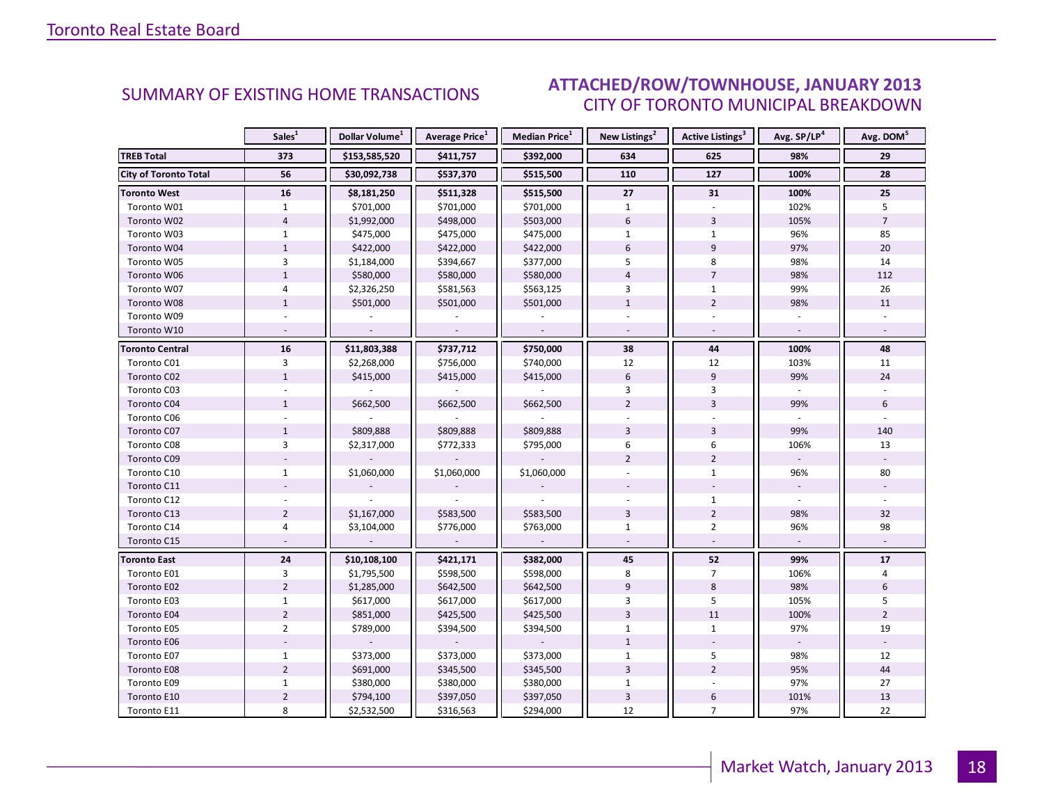## SUMMARY OF EXISTING HOME TRANSACTIONS

## ATTACHED/ROW/TOWNHOUSE, JANUARY 2013
### CITY OF TORONTO MUNICIPAL BREAKDOWN

| | Sales[1] | Dollar Volume[1] | Average Price[1] | Median Price[1] | New Listings[2] | Active Listings[3] | Avg. SP/LP[4] | Avg. DOM[5] |
|---|---|---|---|---|---|---|---|---|
| **TREB Total** | **373** | **$153,585,520** | **$411,757** | **$392,000** | **634** | **625** | **98%** | **29** |
| **City of Toronto Total** | **56** | **$30,092,738** | **$537,370** | **$515,500** | **110** | **127** | **100%** | **28** |
| **Toronto West** | **16** | **$8,181,250** | **$511,328** | **$515,500** | **27** | **31** | **100%** | **25** |
| Toronto W01 | 1 | $701,000 | $701,000 | $701,000 | 1 | - | 102% | 5 |
| Toronto W02 | 4 | $1,992,000 | $498,000 | $503,000 | 6 | 3 | 105% | 7 |
| Toronto W03 | 1 | $475,000 | $475,000 | $475,000 | 1 | 1 | 96% | 85 |
| Toronto W04 | 1 | $422,000 | $422,000 | $422,000 | 6 | 9 | 97% | 20 |
| Toronto W05 | 3 | $1,184,000 | $394,667 | $377,000 | 5 | 8 | 98% | 14 |
| Toronto W06 | 1 | $580,000 | $580,000 | $580,000 | 4 | 7 | 98% | 112 |
| Toronto W07 | 4 | $2,326,250 | $581,563 | $563,125 | 3 | 1 | 99% | 26 |
| Toronto W08 | 1 | $501,000 | $501,000 | $501,000 | 1 | 2 | 98% | 11 |
| Toronto W09 | - | - | - | - | - | - | - | - |
| Toronto W10 | - | - | - | - | - | - | - | - |
| **Toronto Central** | **16** | **$11,803,388** | **$737,712** | **$750,000** | **38** | **44** | **100%** | **48** |
| Toronto C01 | 3 | $2,268,000 | $756,000 | $740,000 | 12 | 12 | 103% | 11 |
| Toronto C02 | 1 | $415,000 | $415,000 | $415,000 | 6 | 9 | 99% | 24 |
| Toronto C03 | - | - | - | - | 3 | 3 | - | - |
| Toronto C04 | 1 | $662,500 | $662,500 | $662,500 | 2 | 3 | 99% | 6 |
| Toronto C06 | - | - | - | - | - | - | - | - |
| Toronto C07 | 1 | $809,888 | $809,888 | $809,888 | 3 | 3 | 99% | 140 |
| Toronto C08 | 3 | $2,317,000 | $772,333 | $795,000 | 6 | 6 | 106% | 13 |
| Toronto C09 | - | - | - | - | 2 | 2 | - | - |
| Toronto C10 | 1 | $1,060,000 | $1,060,000 | $1,060,000 | - | 1 | 96% | 80 |
| Toronto C11 | - | - | - | - | - | - | - | - |
| Toronto C12 | - | - | - | - | - | 1 | - | - |
| Toronto C13 | 2 | $1,167,000 | $583,500 | $583,500 | 3 | 2 | 98% | 32 |
| Toronto C14 | 4 | $3,104,000 | $776,000 | $763,000 | 1 | 2 | 96% | 98 |
| Toronto C15 | - | - | - | - | - | - | - | - |
| **Toronto East** | **24** | **$10,108,100** | **$421,171** | **$382,000** | **45** | **52** | **99%** | **17** |
| Toronto E01 | 3 | $1,795,500 | $598,500 | $598,000 | 8 | 7 | 106% | 4 |
| Toronto E02 | 2 | $1,285,000 | $642,500 | $642,500 | 9 | 8 | 98% | 6 |
| Toronto E03 | 1 | $617,000 | $617,000 | $617,000 | 3 | 5 | 105% | 5 |
| Toronto E04 | 2 | $851,000 | $425,500 | $425,500 | 3 | 11 | 100% | 2 |
| Toronto E05 | 2 | $789,000 | $394,500 | $394,500 | 1 | 1 | 97% | 19 |
| Toronto E06 | - | - | - | - | 1 | - | - | - |
| Toronto E07 | 1 | $373,000 | $373,000 | $373,000 | 1 | 5 | 98% | 12 |
| Toronto E08 | 2 | $691,000 | $345,500 | $345,500 | 3 | 2 | 95% | 44 |
| Toronto E09 | 1 | $380,000 | $380,000 | $380,000 | 1 | - | 97% | 27 |
| Toronto E10 | 2 | $794,100 | $397,050 | $397,050 | 3 | 6 | 101% | 13 |
| Toronto E11 | 8 | $2,532,500 | $316,563 | $294,000 | 12 | 7 | 97% | 22 |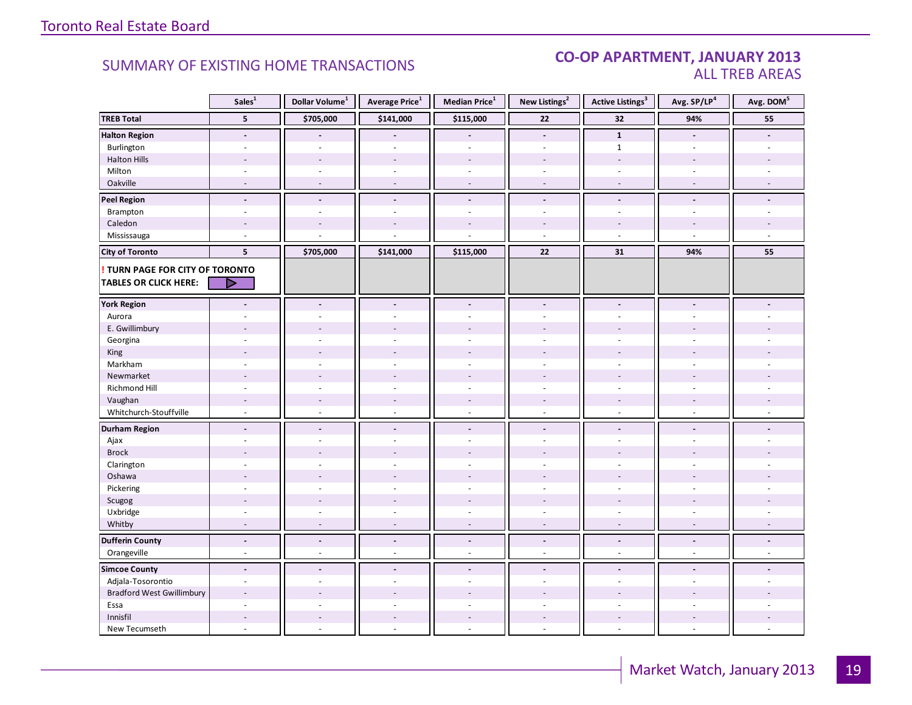Toronto Real Estate Board

## SUMMARY OF EXISTING HOME TRANSACTIONS

### CO-OP APARTMENT, JANUARY 2013
### ALL TREB AREAS

| | Sales[1] | Dollar Volume[1] | Average Price[1] | Median Price[1] | New Listings[2] | Active Listings[3] | Avg. SP/LP[4] | Avg. DOM[5] |
|---|---|---|---|---|---|---|---|---|
| **TREB Total** | **5** | **$705,000** | **$141,000** | **$115,000** | **22** | **32** | **94%** | **55** |
| **Halton Region** | **-** | **-** | **-** | **-** | **-** | **1** | **-** | **-** |
| Burlington | - | - | - | - | - | 1 | - | - |
| Halton Hills | - | - | - | - | - | - | - | - |
| Milton | - | - | - | - | - | - | - | - |
| Oakville | - | - | - | - | - | - | - | - |
| **Peel Region** | **-** | **-** | **-** | **-** | **-** | **-** | **-** | **-** |
| Brampton | - | - | - | - | - | - | - | - |
| Caledon | - | - | - | - | - | - | - | - |
| Mississauga | - | - | - | - | - | - | - | - |
| **City of Toronto** | **5** | **$705,000** | **$141,000** | **$115,000** | **22** | **31** | **94%** | **55** |
| **! TURN PAGE FOR CITY OF TORONTO TABLES OR CLICK HERE:** | | | | | | | | |
| **York Region** | **-** | **-** | **-** | **-** | **-** | **-** | **-** | **-** |
| Aurora | - | - | - | - | - | - | - | - |
| E. Gwillimbury | - | - | - | - | - | - | - | - |
| Georgina | - | - | - | - | - | - | - | - |
| King | - | - | - | - | - | - | - | - |
| Markham | - | - | - | - | - | - | - | - |
| Newmarket | - | - | - | - | - | - | - | - |
| Richmond Hill | - | - | - | - | - | - | - | - |
| Vaughan | - | - | - | - | - | - | - | - |
| Whitchurch-Stouffville | - | - | - | - | - | - | - | - |
| **Durham Region** | **-** | **-** | **-** | **-** | **-** | **-** | **-** | **-** |
| Ajax | - | - | - | - | - | - | - | - |
| Brock | - | - | - | - | - | - | - | - |
| Clarington | - | - | - | - | - | - | - | - |
| Oshawa | - | - | - | - | - | - | - | - |
| Pickering | - | - | - | - | - | - | - | - |
| Scugog | - | - | - | - | - | - | - | - |
| Uxbridge | - | - | - | - | - | - | - | - |
| Whitby | - | - | - | - | - | - | - | - |
| **Dufferin County** | **-** | **-** | **-** | **-** | **-** | **-** | **-** | **-** |
| Orangeville | - | - | - | - | - | - | - | - |
| **Simcoe County** | **-** | **-** | **-** | **-** | **-** | **-** | **-** | **-** |
| Adjala-Tosorontio | - | - | - | - | - | - | - | - |
| Bradford West Gwillimbury | - | - | - | - | - | - | - | - |
| Essa | - | - | - | - | - | - | - | - |
| Innisfil | - | - | - | - | - | - | - | - |
| New Tecumseth | - | - | - | - | - | - | - | - |

Market Watch, January 2013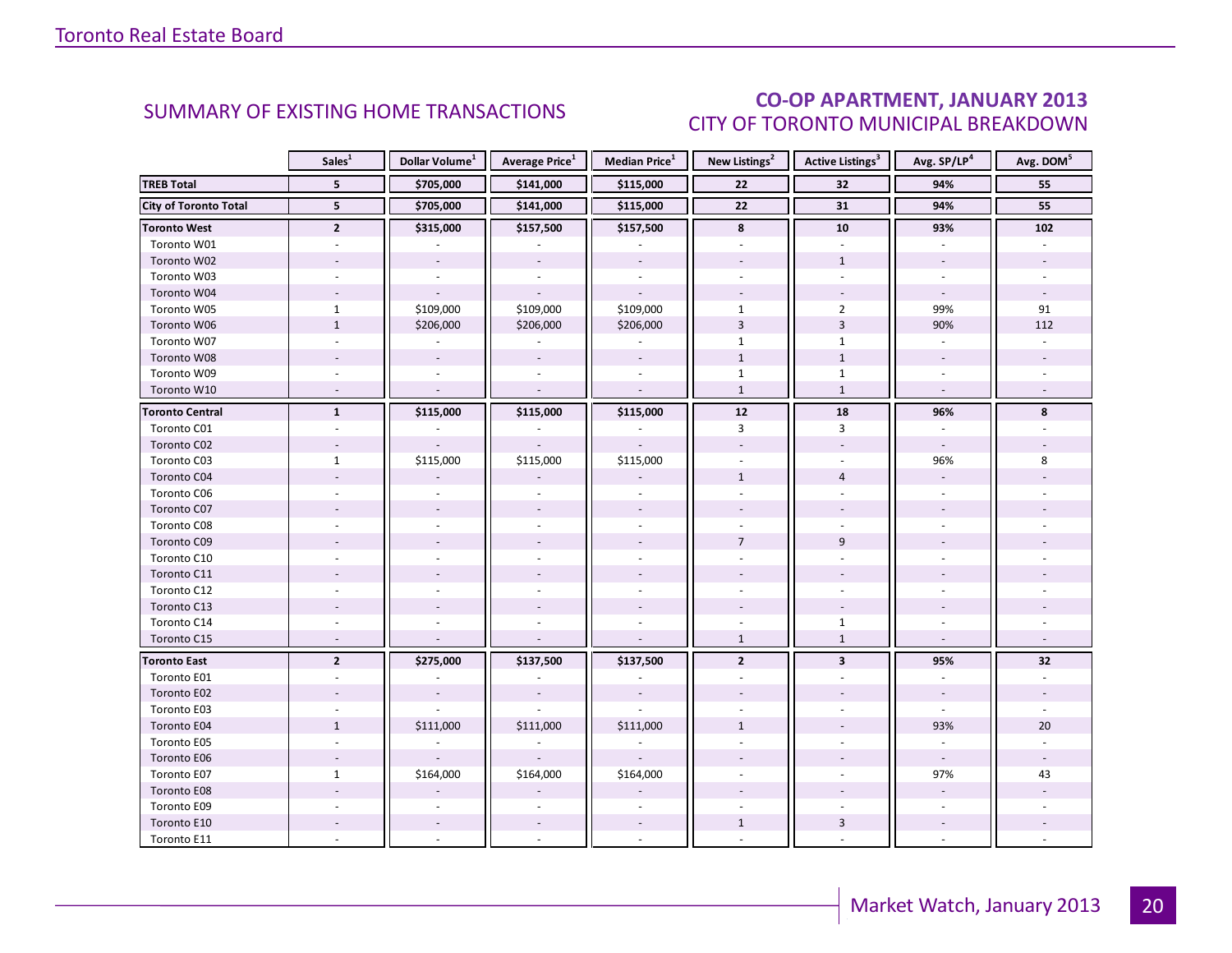## SUMMARY OF EXISTING HOME TRANSACTIONS

## CO-OP APARTMENT, JANUARY 2013
### CITY OF TORONTO MUNICIPAL BREAKDOWN

| | Sales[1] | Dollar Volume[1] | Average Price[1] | Median Price[1] | New Listings[2] | Active Listings[3] | Avg. SP/LP[4] | Avg. DOM[5] |
|---|---|---|---|---|---|---|---|---|
| **TREB Total** | **5** | **$705,000** | **$141,000** | **$115,000** | **22** | **32** | **94%** | **55** |
| **City of Toronto Total** | **5** | **$705,000** | **$141,000** | **$115,000** | **22** | **31** | **94%** | **55** |
| **Toronto West** | **2** | **$315,000** | **$157,500** | **$157,500** | **8** | **10** | **93%** | **102** |
| Toronto W01 | - | - | - | - | - | - | - | - |
| Toronto W02 | - | - | - | - | - | 1 | - | - |
| Toronto W03 | - | - | - | - | - | - | - | - |
| Toronto W04 | - | - | - | - | - | - | - | - |
| Toronto W05 | 1 | $109,000 | $109,000 | $109,000 | 1 | 2 | 99% | 91 |
| Toronto W06 | 1 | $206,000 | $206,000 | $206,000 | 3 | 3 | 90% | 112 |
| Toronto W07 | - | - | - | - | 1 | 1 | - | - |
| Toronto W08 | - | - | - | - | 1 | 1 | - | - |
| Toronto W09 | - | - | - | - | 1 | 1 | - | - |
| Toronto W10 | - | - | - | - | 1 | 1 | - | - |
| **Toronto Central** | **1** | **$115,000** | **$115,000** | **$115,000** | **12** | **18** | **96%** | **8** |
| Toronto C01 | - | - | - | - | 3 | 3 | - | - |
| Toronto C02 | - | - | - | - | - | - | - | - |
| Toronto C03 | 1 | $115,000 | $115,000 | $115,000 | - | - | 96% | 8 |
| Toronto C04 | - | - | - | - | 1 | 4 | - | - |
| Toronto C06 | - | - | - | - | - | - | - | - |
| Toronto C07 | - | - | - | - | - | - | - | - |
| Toronto C08 | - | - | - | - | - | - | - | - |
| Toronto C09 | - | - | - | - | 7 | 9 | - | - |
| Toronto C10 | - | - | - | - | - | - | - | - |
| Toronto C11 | - | - | - | - | - | - | - | - |
| Toronto C12 | - | - | - | - | - | - | - | - |
| Toronto C13 | - | - | - | - | - | - | - | - |
| Toronto C14 | - | - | - | - | - | 1 | - | - |
| Toronto C15 | - | - | - | - | 1 | 1 | - | - |
| **Toronto East** | **2** | **$275,000** | **$137,500** | **$137,500** | **2** | **3** | **95%** | **32** |
| Toronto E01 | - | - | - | - | - | - | - | - |
| Toronto E02 | - | - | - | - | - | - | - | - |
| Toronto E03 | - | - | - | - | - | - | - | - |
| Toronto E04 | 1 | $111,000 | $111,000 | $111,000 | 1 | - | 93% | 20 |
| Toronto E05 | - | - | - | - | - | - | - | - |
| Toronto E06 | - | - | - | - | - | - | - | - |
| Toronto E07 | 1 | $164,000 | $164,000 | $164,000 | - | - | 97% | 43 |
| Toronto E08 | - | - | - | - | - | - | - | - |
| Toronto E09 | - | - | - | - | - | - | - | - |
| Toronto E10 | - | - | - | - | 1 | 3 | - | - |
| Toronto E11 | - | - | - | - | - | - | - | - |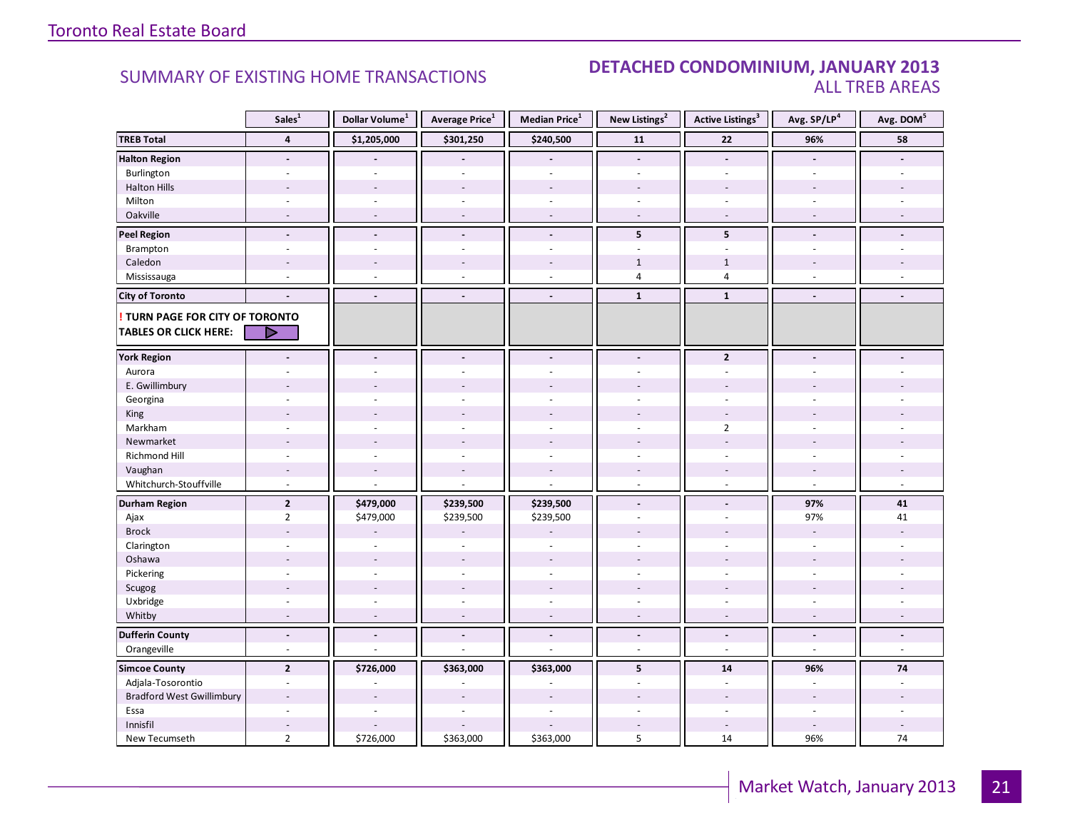## SUMMARY OF EXISTING HOME TRANSACTIONS

## DETACHED CONDOMINIUM, JANUARY 2013
### ALL TREB AREAS

| | Sales[1] | Dollar Volume[1] | Average Price[1] | Median Price[1] | New Listings[2] | Active Listings[3] | Avg. SP/LP[4] | Avg. DOM[5] |
|---|---|---|---|---|---|---|---|---|
| **TREB Total** | **4** | **$1,205,000** | **$301,250** | **$240,500** | **11** | **22** | **96%** | **58** |
| **Halton Region** | **-** | **-** | **-** | **-** | **-** | **-** | **-** | **-** |
| Burlington | - | - | - | - | - | - | - | - |
| Halton Hills | - | - | - | - | - | - | - | - |
| Milton | - | - | - | - | - | - | - | - |
| Oakville | - | - | - | - | - | - | - | - |
| **Peel Region** | **-** | **-** | **-** | **-** | **5** | **5** | **-** | **-** |
| Brampton | - | - | - | - | - | - | - | - |
| Caledon | - | - | - | - | 1 | 1 | - | - |
| Mississauga | - | - | - | - | 4 | 4 | - | - |
| **City of Toronto** | **-** | **-** | **-** | **-** | **1** | **1** | **-** | **-** |
| **! TURN PAGE FOR CITY OF TORONTO TABLES OR CLICK HERE:** | | | | | | | | |
| **York Region** | **-** | **-** | **-** | **-** | **-** | **2** | **-** | **-** |
| Aurora | - | - | - | - | - | - | - | - |
| E. Gwillimbury | - | - | - | - | - | - | - | - |
| Georgina | - | - | - | - | - | - | - | - |
| King | - | - | - | - | - | - | - | - |
| Markham | - | - | - | - | - | 2 | - | - |
| Newmarket | - | - | - | - | - | - | - | - |
| Richmond Hill | - | - | - | - | - | - | - | - |
| Vaughan | - | - | - | - | - | - | - | - |
| Whitchurch-Stouffville | - | - | - | - | - | - | - | - |
| **Durham Region** | **2** | **$479,000** | **$239,500** | **$239,500** | **-** | **-** | **97%** | **41** |
| Ajax | 2 | $479,000 | $239,500 | $239,500 | - | - | 97% | 41 |
| Brock | - | - | - | - | - | - | - | - |
| Clarington | - | - | - | - | - | - | - | - |
| Oshawa | - | - | - | - | - | - | - | - |
| Pickering | - | - | - | - | - | - | - | - |
| Scugog | - | - | - | - | - | - | - | - |
| Uxbridge | - | - | - | - | - | - | - | - |
| Whitby | - | - | - | - | - | - | - | - |
| **Dufferin County** | **-** | **-** | **-** | **-** | **-** | **-** | **-** | **-** |
| Orangeville | - | - | - | - | - | - | - | - |
| **Simcoe County** | **2** | **$726,000** | **$363,000** | **$363,000** | **5** | **14** | **96%** | **74** |
| Adjala-Tosorontio | - | - | - | - | - | - | - | - |
| Bradford West Gwillimbury | - | - | - | - | - | - | - | - |
| Essa | - | - | - | - | - | - | - | - |
| Innisfil | - | - | - | - | - | - | - | - |
| New Tecumseth | 2 | $726,000 | $363,000 | $363,000 | 5 | 14 | 96% | 74 |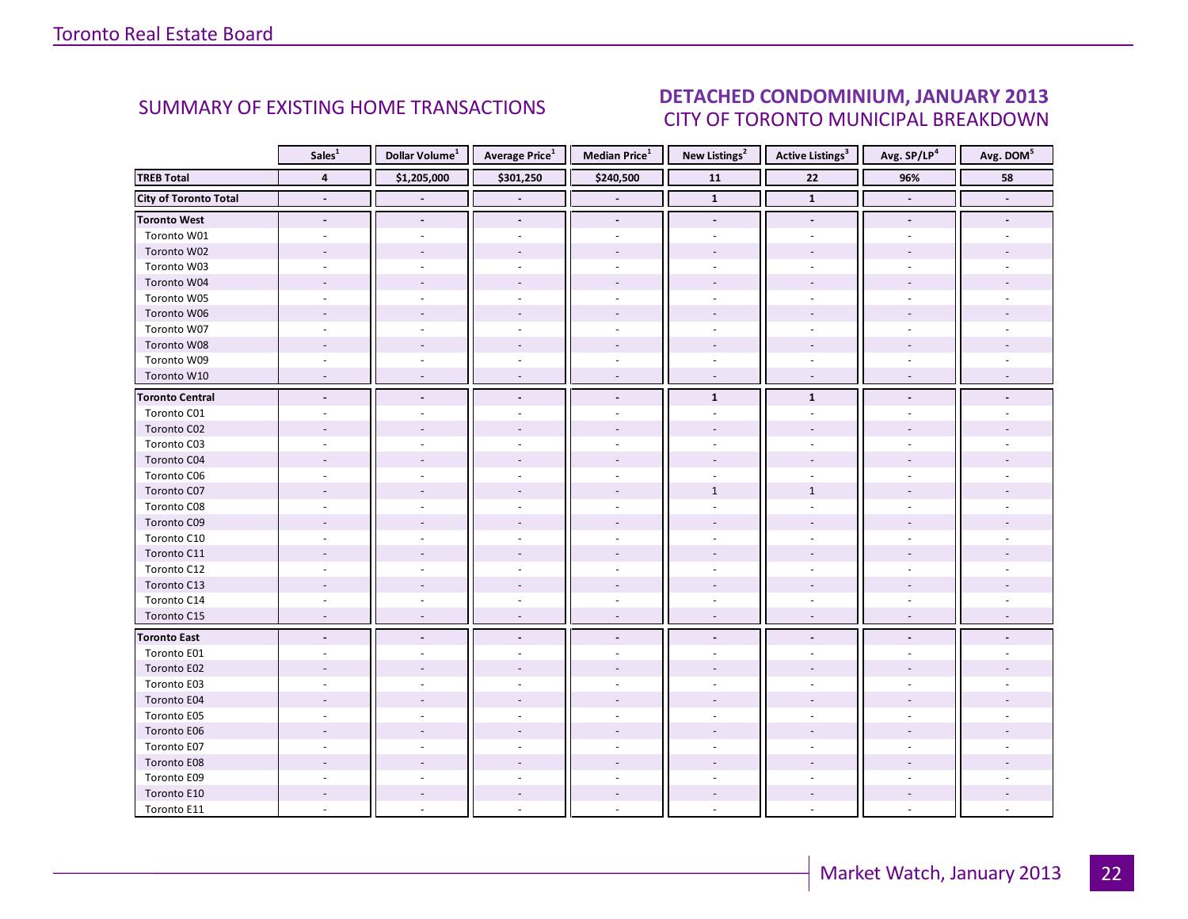## SUMMARY OF EXISTING HOME TRANSACTIONS

## DETACHED CONDOMINIUM, JANUARY 2013
### CITY OF TORONTO MUNICIPAL BREAKDOWN

| | Sales[1] | Dollar Volume[1] | Average Price[1] | Median Price[1] | New Listings[2] | Active Listings[3] | Avg. SP/LP[4] | Avg. DOM[5] |
|---|---|---|---|---|---|---|---|---|
| **TREB Total** | **4** | **$1,205,000** | **$301,250** | **$240,500** | **11** | **22** | **96%** | **58** |
| **City of Toronto Total** | **-** | **-** | **-** | **-** | **1** | **1** | **-** | **-** |
| **Toronto West** | **-** | **-** | **-** | **-** | **-** | **-** | **-** | **-** |
| Toronto W01 | - | - | - | - | - | - | - | - |
| Toronto W02 | - | - | - | - | - | - | - | - |
| Toronto W03 | - | - | - | - | - | - | - | - |
| Toronto W04 | - | - | - | - | - | - | - | - |
| Toronto W05 | - | - | - | - | - | - | - | - |
| Toronto W06 | - | - | - | - | - | - | - | - |
| Toronto W07 | - | - | - | - | - | - | - | - |
| Toronto W08 | - | - | - | - | - | - | - | - |
| Toronto W09 | - | - | - | - | - | - | - | - |
| Toronto W10 | - | - | - | - | - | - | - | - |
| **Toronto Central** | **-** | **-** | **-** | **-** | **1** | **1** | **-** | **-** |
| Toronto C01 | - | - | - | - | - | - | - | - |
| Toronto C02 | - | - | - | - | - | - | - | - |
| Toronto C03 | - | - | - | - | - | - | - | - |
| Toronto C04 | - | - | - | - | - | - | - | - |
| Toronto C06 | - | - | - | - | - | - | - | - |
| Toronto C07 | - | - | - | - | 1 | 1 | - | - |
| Toronto C08 | - | - | - | - | - | - | - | - |
| Toronto C09 | - | - | - | - | - | - | - | - |
| Toronto C10 | - | - | - | - | - | - | - | - |
| Toronto C11 | - | - | - | - | - | - | - | - |
| Toronto C12 | - | - | - | - | - | - | - | - |
| Toronto C13 | - | - | - | - | - | - | - | - |
| Toronto C14 | - | - | - | - | - | - | - | - |
| Toronto C15 | - | - | - | - | - | - | - | - |
| **Toronto East** | **-** | **-** | **-** | **-** | **-** | **-** | **-** | **-** |
| Toronto E01 | - | - | - | - | - | - | - | - |
| Toronto E02 | - | - | - | - | - | - | - | - |
| Toronto E03 | - | - | - | - | - | - | - | - |
| Toronto E04 | - | - | - | - | - | - | - | - |
| Toronto E05 | - | - | - | - | - | - | - | - |
| Toronto E06 | - | - | - | - | - | - | - | - |
| Toronto E07 | - | - | - | - | - | - | - | - |
| Toronto E08 | - | - | - | - | - | - | - | - |
| Toronto E09 | - | - | - | - | - | - | - | - |
| Toronto E10 | - | - | - | - | - | - | - | - |
| Toronto E11 | - | - | - | - | - | - | - | - |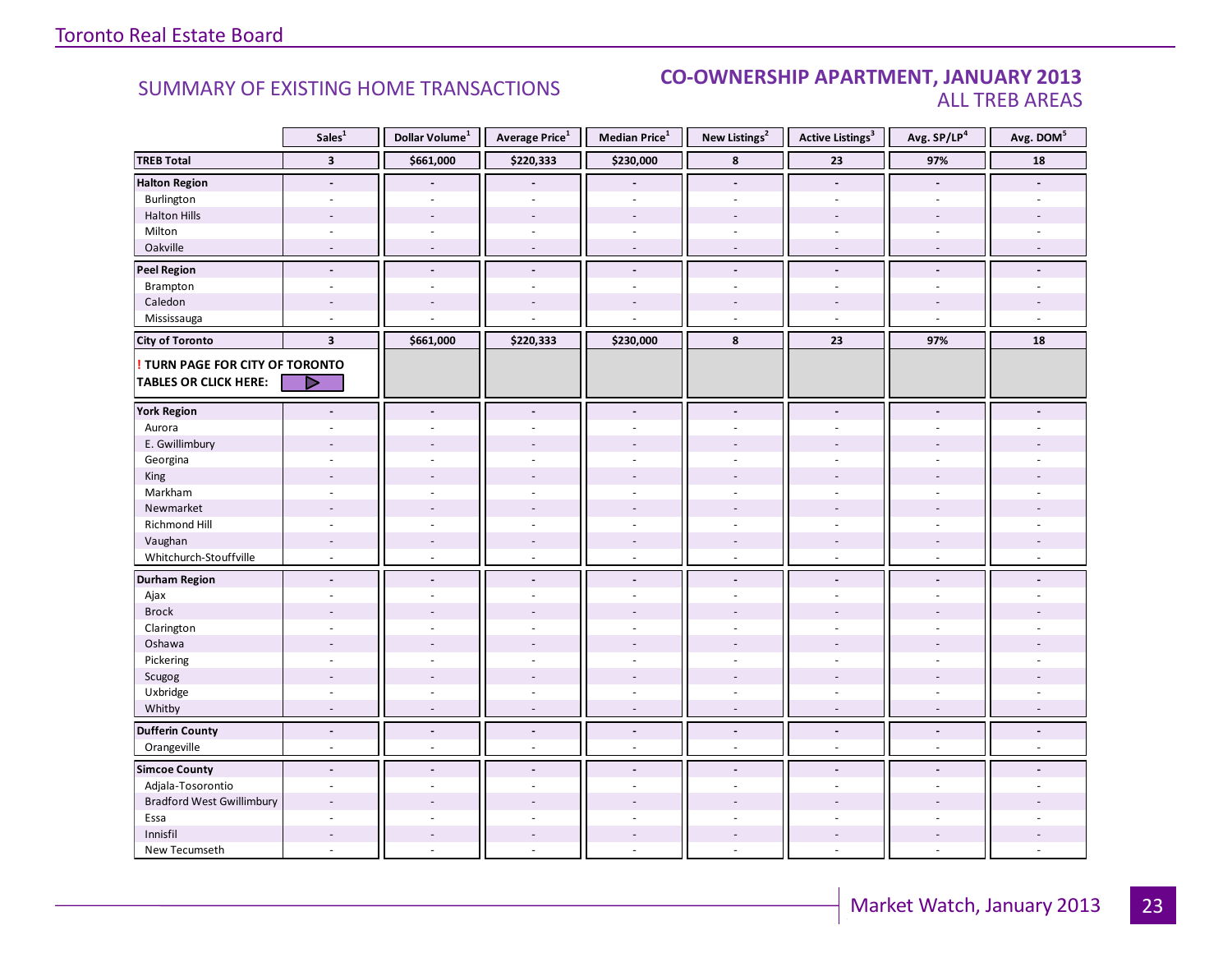## SUMMARY OF EXISTING HOME TRANSACTIONS

## CO-OWNERSHIP APARTMENT, JANUARY 2013
### ALL TREB AREAS

| | Sales[1] | Dollar Volume[1] | Average Price[1] | Median Price[1] | New Listings[2] | Active Listings[3] | Avg. SP/LP[4] | Avg. DOM[5] |
|---|---|---|---|---|---|---|---|---|
| **TREB Total** | **3** | **$661,000** | **$220,333** | **$230,000** | **8** | **23** | **97%** | **18** |
| **Halton Region** | **-** | **-** | **-** | **-** | **-** | **-** | **-** | **-** |
| Burlington | - | - | - | - | - | - | - | - |
| Halton Hills | - | - | - | - | - | - | - | - |
| Milton | - | - | - | - | - | - | - | - |
| Oakville | - | - | - | - | - | - | - | - |
| **Peel Region** | **-** | **-** | **-** | **-** | **-** | **-** | **-** | **-** |
| Brampton | - | - | - | - | - | - | - | - |
| Caledon | - | - | - | - | - | - | - | - |
| Mississauga | - | - | - | - | - | - | - | - |
| **City of Toronto** | **3** | **$661,000** | **$220,333** | **$230,000** | **8** | **23** | **97%** | **18** |
| **! TURN PAGE FOR CITY OF TORONTO TABLES OR CLICK HERE:** | | | | | | | | |
| **York Region** | **-** | **-** | **-** | **-** | **-** | **-** | **-** | **-** |
| Aurora | - | - | - | - | - | - | - | - |
| E. Gwillimbury | - | - | - | - | - | - | - | - |
| Georgina | - | - | - | - | - | - | - | - |
| King | - | - | - | - | - | - | - | - |
| Markham | - | - | - | - | - | - | - | - |
| Newmarket | - | - | - | - | - | - | - | - |
| Richmond Hill | - | - | - | - | - | - | - | - |
| Vaughan | - | - | - | - | - | - | - | - |
| Whitchurch-Stouffville | - | - | - | - | - | - | - | - |
| **Durham Region** | **-** | **-** | **-** | **-** | **-** | **-** | **-** | **-** |
| Ajax | - | - | - | - | - | - | - | - |
| Brock | - | - | - | - | - | - | - | - |
| Clarington | - | - | - | - | - | - | - | - |
| Oshawa | - | - | - | - | - | - | - | - |
| Pickering | - | - | - | - | - | - | - | - |
| Scugog | - | - | - | - | - | - | - | - |
| Uxbridge | - | - | - | - | - | - | - | - |
| Whitby | - | - | - | - | - | - | - | - |
| **Dufferin County** | **-** | **-** | **-** | **-** | **-** | **-** | **-** | **-** |
| Orangeville | - | - | - | - | - | - | - | - |
| **Simcoe County** | **-** | **-** | **-** | **-** | **-** | **-** | **-** | **-** |
| Adjala-Tosorontio | - | - | - | - | - | - | - | - |
| Bradford West Gwillimbury | - | - | - | - | - | - | - | - |
| Essa | - | - | - | - | - | - | - | - |
| Innisfil | - | - | - | - | - | - | - | - |
| New Tecumseth | - | - | - | - | - | - | - | - |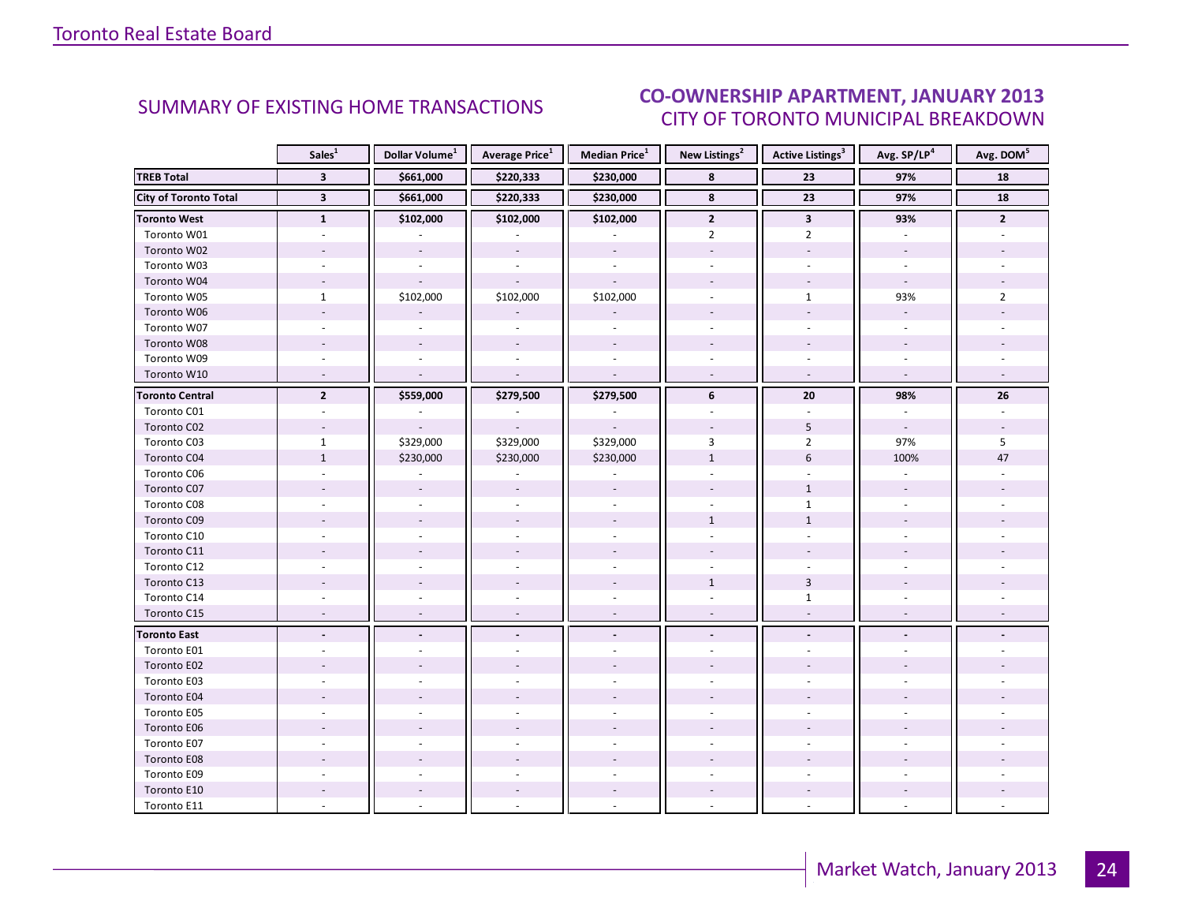## SUMMARY OF EXISTING HOME TRANSACTIONS

## CO-OWNERSHIP APARTMENT, JANUARY 2013
### CITY OF TORONTO MUNICIPAL BREAKDOWN

| | Sales[1] | Dollar Volume[1] | Average Price[1] | Median Price[1] | New Listings[2] | Active Listings[3] | Avg. SP/LP[4] | Avg. DOM[5] |
|---|---|---|---|---|---|---|---|---|
| **TREB Total** | **3** | **$661,000** | **$220,333** | **$230,000** | **8** | **23** | **97%** | **18** |
| **City of Toronto Total** | **3** | **$661,000** | **$220,333** | **$230,000** | **8** | **23** | **97%** | **18** |
| **Toronto West** | **1** | **$102,000** | **$102,000** | **$102,000** | **2** | **3** | **93%** | **2** |
| Toronto W01 | - | - | - | - | 2 | 2 | - | - |
| Toronto W02 | - | - | - | - | - | - | - | - |
| Toronto W03 | - | - | - | - | - | - | - | - |
| Toronto W04 | - | - | - | - | - | - | - | - |
| Toronto W05 | 1 | $102,000 | $102,000 | $102,000 | - | 1 | 93% | 2 |
| Toronto W06 | - | - | - | - | - | - | - | - |
| Toronto W07 | - | - | - | - | - | - | - | - |
| Toronto W08 | - | - | - | - | - | - | - | - |
| Toronto W09 | - | - | - | - | - | - | - | - |
| Toronto W10 | - | - | - | - | - | - | - | - |
| **Toronto Central** | **2** | **$559,000** | **$279,500** | **$279,500** | **6** | **20** | **98%** | **26** |
| Toronto C01 | - | - | - | - | - | - | - | - |
| Toronto C02 | - | - | - | - | - | 5 | - | - |
| Toronto C03 | 1 | $329,000 | $329,000 | $329,000 | 3 | 2 | 97% | 5 |
| Toronto C04 | 1 | $230,000 | $230,000 | $230,000 | 1 | 6 | 100% | 47 |
| Toronto C06 | - | - | - | - | - | - | - | - |
| Toronto C07 | - | - | - | - | - | 1 | - | - |
| Toronto C08 | - | - | - | - | - | 1 | - | - |
| Toronto C09 | - | - | - | - | 1 | 1 | - | - |
| Toronto C10 | - | - | - | - | - | - | - | - |
| Toronto C11 | - | - | - | - | - | - | - | - |
| Toronto C12 | - | - | - | - | - | - | - | - |
| Toronto C13 | - | - | - | - | 1 | 3 | - | - |
| Toronto C14 | - | - | - | - | - | 1 | - | - |
| Toronto C15 | - | - | - | - | - | - | - | - |
| **Toronto East** | **-** | **-** | **-** | **-** | **-** | **-** | **-** | **-** |
| Toronto E01 | - | - | - | - | - | - | - | - |
| Toronto E02 | - | - | - | - | - | - | - | - |
| Toronto E03 | - | - | - | - | - | - | - | - |
| Toronto E04 | - | - | - | - | - | - | - | - |
| Toronto E05 | - | - | - | - | - | - | - | - |
| Toronto E06 | - | - | - | - | - | - | - | - |
| Toronto E07 | - | - | - | - | - | - | - | - |
| Toronto E08 | - | - | - | - | - | - | - | - |
| Toronto E09 | - | - | - | - | - | - | - | - |
| Toronto E10 | - | - | - | - | - | - | - | - |
| Toronto E11 | - | - | - | - | - | - | - | - |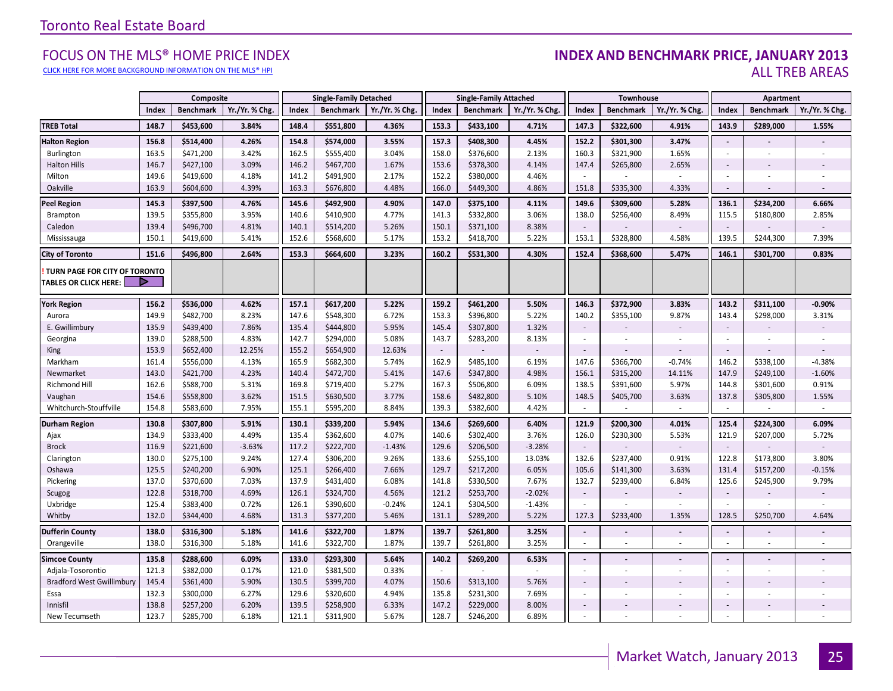# Toronto Real Estate Board

## FOCUS ON THE MLS® HOME PRICE INDEX

CLICK HERE FOR MORE BACKGROUND INFORMATION ON THE MLS® HPI

## INDEX AND BENCHMARK PRICE, JANUARY 2013
### ALL TREB AREAS

| | Composite | | | Single-Family Detached | | | Single-Family Attached | | | Townhouse | | | Apartment | | |
|---|---|---|---|---|---|---|---|---|---|---|---|---|---|---|---|
| | Index | Benchmark | Yr./Yr. % Chg. | Index | Benchmark | Yr./Yr. % Chg. | Index | Benchmark | Yr./Yr. % Chg. | Index | Benchmark | Yr./Yr. % Chg. | Index | Benchmark | Yr./Yr. % Chg. |
| **TREB Total** | **148.7** | **$453,600** | **3.84%** | **148.4** | **$551,800** | **4.36%** | **153.3** | **$433,100** | **4.71%** | **147.3** | **$322,600** | **4.91%** | **143.9** | **$289,000** | **1.55%** |
| **Halton Region** | **156.8** | **$514,400** | **4.26%** | **154.8** | **$574,000** | **3.55%** | **157.3** | **$408,300** | **4.45%** | **152.2** | **$301,300** | **3.47%** | - | - | - |
| Burlington | 163.5 | $471,200 | 3.42% | 162.5 | $555,400 | 3.04% | 158.0 | $376,600 | 2.13% | 160.3 | $321,900 | 1.65% | - | - | - |
| Halton Hills | 146.7 | $427,100 | 3.09% | 146.2 | $467,700 | 1.67% | 153.6 | $378,300 | 4.14% | 147.4 | $265,800 | 2.65% | - | - | - |
| Milton | 149.6 | $419,600 | 4.18% | 141.2 | $491,900 | 2.17% | 152.2 | $380,000 | 4.46% | - | - | - | - | - | - |
| Oakville | 163.9 | $604,600 | 4.39% | 163.3 | $676,800 | 4.48% | 166.0 | $449,300 | 4.86% | 151.8 | $335,300 | 4.33% | - | - | - |
| **Peel Region** | **145.3** | **$397,500** | **4.76%** | **145.6** | **$492,900** | **4.90%** | **147.0** | **$375,100** | **4.11%** | **149.6** | **$309,600** | **5.28%** | **136.1** | **$234,200** | **6.66%** |
| Brampton | 139.5 | $355,800 | 3.95% | 140.6 | $410,900 | 4.77% | 141.3 | $332,800 | 3.06% | 138.0 | $256,400 | 8.49% | 115.5 | $180,800 | 2.85% |
| Caledon | 139.4 | $496,700 | 4.81% | 140.1 | $514,200 | 5.26% | 150.1 | $371,100 | 8.38% | - | - | - | - | - | - |
| Mississauga | 150.1 | $419,600 | 5.41% | 152.6 | $568,600 | 5.17% | 153.2 | $418,700 | 5.22% | 153.1 | $328,800 | 4.58% | 139.5 | $244,300 | 7.39% |
| **City of Toronto** | **151.6** | **$496,800** | **2.64%** | **153.3** | **$664,600** | **3.23%** | **160.2** | **$531,300** | **4.30%** | **152.4** | **$368,600** | **5.47%** | **146.1** | **$301,700** | **0.83%** |
| **! TURN PAGE FOR CITY OF TORONTO TABLES OR CLICK HERE:** | | | | | | | | | | | | | | | |
| **York Region** | **156.2** | **$536,000** | **4.62%** | **157.1** | **$617,200** | **5.22%** | **159.2** | **$461,200** | **5.50%** | **146.3** | **$372,900** | **3.83%** | **143.2** | **$311,100** | **-0.90%** |
| Aurora | 149.9 | $482,700 | 8.23% | 147.6 | $548,300 | 6.72% | 153.3 | $396,800 | 5.22% | 140.2 | $355,100 | 9.87% | 143.4 | $298,000 | 3.31% |
| E. Gwillimbury | 135.9 | $439,400 | 7.86% | 135.4 | $444,800 | 5.95% | 145.4 | $307,800 | 1.32% | - | - | - | - | - | - |
| Georgina | 139.0 | $288,500 | 4.83% | 142.7 | $294,000 | 5.08% | 143.7 | $283,200 | 8.13% | - | - | - | - | - | - |
| King | 153.9 | $652,400 | 12.25% | 155.2 | $654,900 | 12.63% | - | - | - | - | - | - | - | - | - |
| Markham | 161.4 | $556,000 | 4.13% | 165.9 | $682,300 | 5.74% | 162.9 | $485,100 | 6.19% | 147.6 | $366,700 | -0.74% | 146.2 | $338,100 | -4.38% |
| Newmarket | 143.0 | $421,700 | 4.23% | 140.4 | $472,700 | 5.41% | 147.6 | $347,800 | 4.98% | 156.1 | $315,200 | 14.11% | 147.9 | $249,100 | -1.60% |
| Richmond Hill | 162.6 | $588,700 | 5.31% | 169.8 | $719,400 | 5.27% | 167.3 | $506,800 | 6.09% | 138.5 | $391,600 | 5.97% | 144.8 | $301,600 | 0.91% |
| Vaughan | 154.6 | $558,800 | 3.62% | 151.5 | $630,500 | 3.77% | 158.6 | $482,800 | 5.10% | 148.5 | $405,700 | 3.63% | 137.8 | $305,800 | 1.55% |
| Whitchurch-Stouffville | 154.8 | $583,600 | 7.95% | 155.1 | $595,200 | 8.84% | 139.3 | $382,600 | 4.42% | - | - | - | - | - | - |
| **Durham Region** | **130.8** | **$307,800** | **5.91%** | **130.1** | **$339,200** | **5.94%** | **134.6** | **$269,600** | **6.40%** | **121.9** | **$200,300** | **4.01%** | **125.4** | **$224,300** | **6.09%** |
| Ajax | 134.9 | $333,400 | 4.49% | 135.4 | $362,600 | 4.07% | 140.6 | $302,400 | 3.76% | 126.0 | $230,300 | 5.53% | 121.9 | $207,000 | 5.72% |
| Brock | 116.9 | $221,600 | -3.63% | 117.2 | $222,700 | -1.43% | 129.6 | $206,500 | -3.28% | - | - | - | - | - | - |
| Clarington | 130.0 | $275,100 | 9.24% | 127.4 | $306,200 | 9.26% | 133.6 | $255,100 | 13.03% | 132.6 | $237,400 | 0.91% | 122.8 | $173,800 | 3.80% |
| Oshawa | 125.5 | $240,200 | 6.90% | 125.1 | $266,400 | 7.66% | 129.7 | $217,200 | 6.05% | 105.6 | $141,300 | 3.63% | 131.4 | $157,200 | -0.15% |
| Pickering | 137.0 | $370,600 | 7.03% | 137.9 | $431,400 | 6.08% | 141.8 | $330,500 | 7.67% | 132.7 | $239,400 | 6.84% | 125.6 | $245,900 | 9.79% |
| Scugog | 122.8 | $318,700 | 4.69% | 126.1 | $324,700 | 4.56% | 121.2 | $253,700 | -2.02% | - | - | - | - | - | - |
| Uxbridge | 125.4 | $383,400 | 0.72% | 126.1 | $390,600 | -0.24% | 124.1 | $304,500 | -1.43% | - | - | - | - | - | - |
| Whitby | 132.0 | $344,400 | 4.68% | 131.3 | $377,200 | 5.46% | 131.1 | $289,200 | 5.22% | 127.3 | $233,400 | 1.35% | 128.5 | $250,700 | 4.64% |
| **Dufferin County** | **138.0** | **$316,300** | **5.18%** | **141.6** | **$322,700** | **1.87%** | **139.7** | **$261,800** | **3.25%** | - | - | - | - | - | - |
| Orangeville | 138.0 | $316,300 | 5.18% | 141.6 | $322,700 | 1.87% | 139.7 | $261,800 | 3.25% | - | - | - | - | - | - |
| **Simcoe County** | **135.8** | **$288,600** | **6.09%** | **133.0** | **$293,300** | **5.64%** | **140.2** | **$269,200** | **6.53%** | - | - | - | - | - | - |
| Adjala-Tosorontio | 121.3 | $382,000 | 0.17% | 121.0 | $381,500 | 0.33% | - | - | - | - | - | - | - | - | - |
| Bradford West Gwillimbury | 145.4 | $361,400 | 5.90% | 130.5 | $399,700 | 4.07% | 150.6 | $313,100 | 5.76% | - | - | - | - | - | - |
| Essa | 132.3 | $300,000 | 6.27% | 129.6 | $320,600 | 4.94% | 135.8 | $231,300 | 7.69% | - | - | - | - | - | - |
| Innisfil | 138.8 | $257,200 | 6.20% | 139.5 | $258,900 | 6.33% | 147.2 | $229,000 | 8.00% | - | - | - | - | - | - |
| New Tecumseth | 123.7 | $285,700 | 6.18% | 121.1 | $311,900 | 5.67% | 128.7 | $246,200 | 6.89% | - | - | - | - | - | - |

Market Watch, January 2013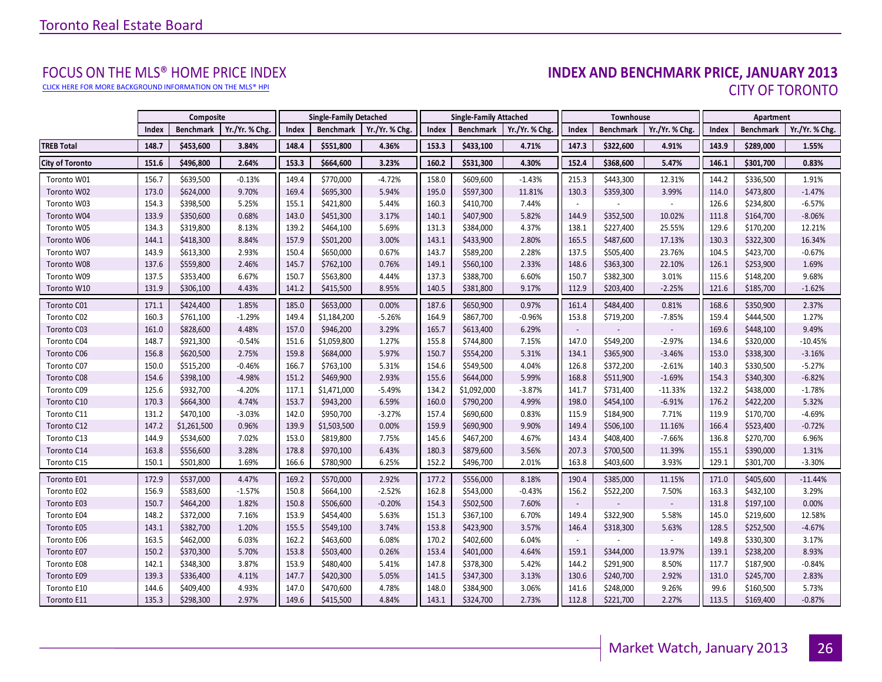# FOCUS ON THE MLS® HOME PRICE INDEX

CLICK HERE FOR MORE BACKGROUND INFORMATION ON THE MLS® HPI

## INDEX AND BENCHMARK PRICE, JANUARY 2013
## CITY OF TORONTO

| | Composite | | | Single-Family Detached | | | Single-Family Attached | | | Townhouse | | | Apartment | | |
|---|---|---|---|---|---|---|---|---|---|---|---|---|---|---|---|
| | Index | Benchmark | Yr./Yr. % Chg. | Index | Benchmark | Yr./Yr. % Chg. | Index | Benchmark | Yr./Yr. % Chg. | Index | Benchmark | Yr./Yr. % Chg. | Index | Benchmark | Yr./Yr. % Chg. |
| **TREB Total** | **148.7** | **$453,600** | **3.84%** | **148.4** | **$551,800** | **4.36%** | **153.3** | **$433,100** | **4.71%** | **147.3** | **$322,600** | **4.91%** | **143.9** | **$289,000** | **1.55%** |
| **City of Toronto** | **151.6** | **$496,800** | **2.64%** | **153.3** | **$664,600** | **3.23%** | **160.2** | **$531,300** | **4.30%** | **152.4** | **$368,600** | **5.47%** | **146.1** | **$301,700** | **0.83%** |
| Toronto W01 | 156.7 | $639,500 | -0.13% | 149.4 | $770,000 | -4.72% | 158.0 | $609,600 | -1.43% | 215.3 | $443,300 | 12.31% | 144.2 | $336,500 | 1.91% |
| Toronto W02 | 173.0 | $624,000 | 9.70% | 169.4 | $695,300 | 5.94% | 195.0 | $597,300 | 11.81% | 130.3 | $359,300 | 3.99% | 114.0 | $473,800 | -1.47% |
| Toronto W03 | 154.3 | $398,500 | 5.25% | 155.1 | $421,800 | 5.44% | 160.3 | $410,700 | 7.44% | - | - | - | 126.6 | $234,800 | -6.57% |
| Toronto W04 | 133.9 | $350,600 | 0.68% | 143.0 | $451,300 | 3.17% | 140.1 | $407,900 | 5.82% | 144.9 | $352,500 | 10.02% | 111.8 | $164,700 | -8.06% |
| Toronto W05 | 134.3 | $319,800 | 8.13% | 139.2 | $464,100 | 5.69% | 131.3 | $384,000 | 4.37% | 138.1 | $227,400 | 25.55% | 129.6 | $170,200 | 12.21% |
| Toronto W06 | 144.1 | $418,300 | 8.84% | 157.9 | $501,200 | 3.00% | 143.1 | $433,900 | 2.80% | 165.5 | $487,600 | 17.13% | 130.3 | $322,300 | 16.34% |
| Toronto W07 | 143.9 | $613,300 | 2.93% | 150.4 | $650,000 | 0.67% | 143.7 | $589,200 | 2.28% | 137.5 | $505,400 | 23.76% | 104.5 | $423,700 | -0.67% |
| Toronto W08 | 137.6 | $559,800 | 2.46% | 145.7 | $762,100 | 0.76% | 149.1 | $560,100 | 2.33% | 148.6 | $363,300 | 22.10% | 126.1 | $253,900 | 1.69% |
| Toronto W09 | 137.5 | $353,400 | 6.67% | 150.7 | $563,800 | 4.44% | 137.3 | $388,700 | 6.60% | 150.7 | $382,300 | 3.01% | 115.6 | $148,200 | 9.68% |
| Toronto W10 | 131.9 | $306,100 | 4.43% | 141.2 | $415,500 | 8.95% | 140.5 | $381,800 | 9.17% | 112.9 | $203,400 | -2.25% | 121.6 | $185,700 | -1.62% |
| Toronto C01 | 171.1 | $424,400 | 1.85% | 185.0 | $653,000 | 0.00% | 187.6 | $650,900 | 0.97% | 161.4 | $484,400 | 0.81% | 168.6 | $350,900 | 2.37% |
| Toronto C02 | 160.3 | $761,100 | -1.29% | 149.4 | $1,184,200 | -5.26% | 164.9 | $867,700 | -0.96% | 153.8 | $719,200 | -7.85% | 159.4 | $444,500 | 1.27% |
| Toronto C03 | 161.0 | $828,600 | 4.48% | 157.0 | $946,200 | 3.29% | 165.7 | $613,400 | 6.29% | - | - | - | 169.6 | $448,100 | 9.49% |
| Toronto C04 | 148.7 | $921,300 | -0.54% | 151.6 | $1,059,800 | 1.27% | 155.8 | $744,800 | 7.15% | 147.0 | $549,200 | -2.97% | 134.6 | $320,000 | -10.45% |
| Toronto C06 | 156.8 | $620,500 | 2.75% | 159.8 | $684,000 | 5.97% | 150.7 | $554,200 | 5.31% | 134.1 | $365,900 | -3.46% | 153.0 | $338,300 | -3.16% |
| Toronto C07 | 150.0 | $515,200 | -0.46% | 166.7 | $763,100 | 5.31% | 154.6 | $549,500 | 4.04% | 126.8 | $372,200 | -2.61% | 140.3 | $330,500 | -5.27% |
| Toronto C08 | 154.6 | $398,100 | -4.98% | 151.2 | $469,900 | 2.93% | 155.6 | $644,000 | 5.99% | 168.8 | $511,900 | -1.69% | 154.3 | $340,300 | -6.82% |
| Toronto C09 | 125.6 | $932,700 | -4.20% | 117.1 | $1,471,000 | -5.49% | 134.2 | $1,092,000 | -3.87% | 141.7 | $731,400 | -11.33% | 132.2 | $438,000 | -1.78% |
| Toronto C10 | 170.3 | $664,300 | 4.74% | 153.7 | $943,200 | 6.59% | 160.0 | $790,200 | 4.99% | 198.0 | $454,100 | -6.91% | 176.2 | $422,200 | 5.32% |
| Toronto C11 | 131.2 | $470,100 | -3.03% | 142.0 | $950,700 | -3.27% | 157.4 | $690,600 | 0.83% | 115.9 | $184,900 | 7.71% | 119.9 | $170,700 | -4.69% |
| Toronto C12 | 147.2 | $1,261,500 | 0.96% | 139.9 | $1,503,500 | 0.00% | 159.9 | $690,900 | 9.90% | 149.4 | $506,100 | 11.16% | 166.4 | $523,400 | -0.72% |
| Toronto C13 | 144.9 | $534,600 | 7.02% | 153.0 | $819,800 | 7.75% | 145.6 | $467,200 | 4.67% | 143.4 | $408,400 | -7.66% | 136.8 | $270,700 | 6.96% |
| Toronto C14 | 163.8 | $556,600 | 3.28% | 178.8 | $970,100 | 6.43% | 180.3 | $879,600 | 3.56% | 207.3 | $700,500 | 11.39% | 155.1 | $390,000 | 1.31% |
| Toronto C15 | 150.1 | $501,800 | 1.69% | 166.6 | $780,900 | 6.25% | 152.2 | $496,700 | 2.01% | 163.8 | $403,600 | 3.93% | 129.1 | $301,700 | -3.30% |
| Toronto E01 | 172.9 | $537,000 | 4.47% | 169.2 | $570,000 | 2.92% | 177.2 | $556,000 | 8.18% | 190.4 | $385,000 | 11.15% | 171.0 | $405,600 | -11.44% |
| Toronto E02 | 156.9 | $583,600 | -1.57% | 150.8 | $664,100 | -2.52% | 162.8 | $543,000 | -0.43% | 156.2 | $522,200 | 7.50% | 163.3 | $432,100 | 3.29% |
| Toronto E03 | 150.7 | $464,200 | 1.82% | 150.8 | $506,600 | -0.20% | 154.3 | $502,500 | 7.60% | - | - | - | 131.8 | $197,100 | 0.00% |
| Toronto E04 | 148.2 | $372,000 | 7.16% | 153.9 | $454,400 | 5.63% | 151.3 | $367,100 | 6.70% | 149.4 | $322,900 | 5.58% | 145.0 | $219,600 | 12.58% |
| Toronto E05 | 143.1 | $382,700 | 1.20% | 155.5 | $549,100 | 3.74% | 153.8 | $423,900 | 3.57% | 146.4 | $318,300 | 5.63% | 128.5 | $252,500 | -4.67% |
| Toronto E06 | 163.5 | $462,000 | 6.03% | 162.2 | $463,600 | 6.08% | 170.2 | $402,600 | 6.04% | - | - | - | 149.8 | $330,300 | 3.17% |
| Toronto E07 | 150.2 | $370,300 | 5.70% | 153.8 | $503,400 | 0.26% | 153.4 | $401,000 | 4.64% | 159.1 | $344,000 | 13.97% | 139.1 | $238,200 | 8.93% |
| Toronto E08 | 142.1 | $348,300 | 3.87% | 153.9 | $480,400 | 5.41% | 147.8 | $378,300 | 5.42% | 144.2 | $291,900 | 8.50% | 117.7 | $187,900 | -0.84% |
| Toronto E09 | 139.3 | $336,400 | 4.11% | 147.7 | $420,300 | 5.05% | 141.5 | $347,300 | 3.13% | 130.6 | $240,700 | 2.92% | 131.0 | $245,700 | 2.83% |
| Toronto E10 | 144.6 | $409,400 | 4.93% | 147.0 | $470,600 | 4.78% | 148.0 | $384,900 | 3.06% | 141.6 | $248,000 | 9.26% | 99.6 | $160,500 | 5.73% |
| Toronto E11 | 135.3 | $298,300 | 2.97% | 149.6 | $415,500 | 4.84% | 143.1 | $324,700 | 2.73% | 112.8 | $221,700 | 2.27% | 113.5 | $169,400 | -0.87% |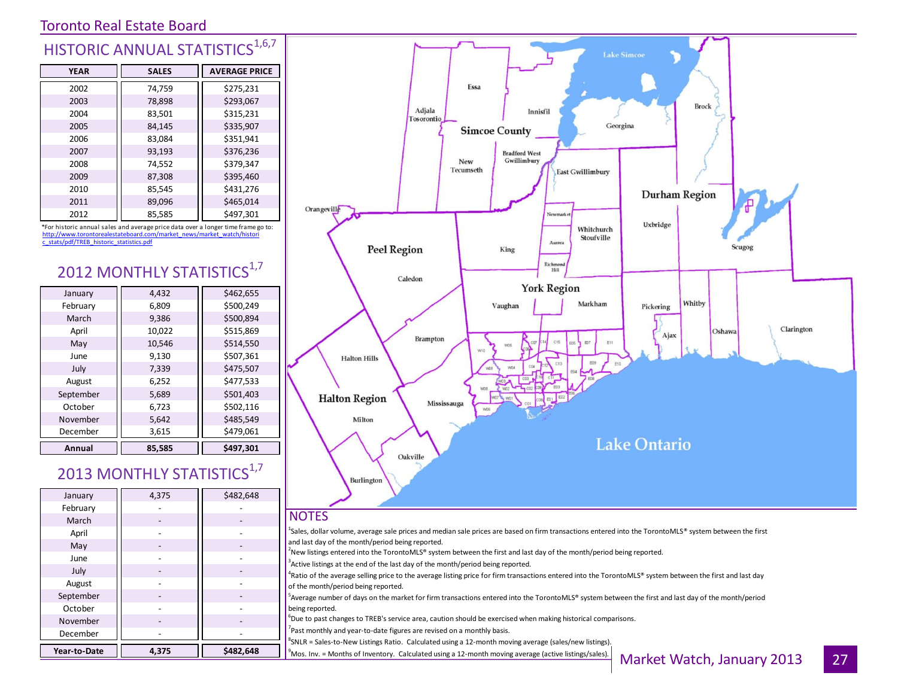Toronto Real Estate Board

## HISTORIC ANNUAL STATISTICS[1,6,7]

| YEAR | SALES | AVERAGE PRICE |
|---|---|---|
| 2002 | 74,759 | $275,231 |
| 2003 | 78,898 | $293,067 |
| 2004 | 83,501 | $315,231 |
| 2005 | 84,145 | $335,907 |
| 2006 | 83,084 | $351,941 |
| 2007 | 93,193 | $376,236 |
| 2008 | 74,552 | $379,347 |
| 2009 | 87,308 | $395,460 |
| 2010 | 85,545 | $431,276 |
| 2011 | 89,096 | $465,014 |
| 2012 | 85,585 | $497,301 |

*For historic annual sales and average price data over a longer time frame go to: http://www.torontorealestateboard.com/market_news/market_watch/historic_stats/pdf/TREB_historic_statistics.pdf

## 2012 MONTHLY STATISTICS[1,7]

| | | |
|---|---|---|
| January | 4,432 | $462,655 |
| February | 6,809 | $500,249 |
| March | 9,386 | $500,894 |
| April | 10,022 | $515,869 |
| May | 10,546 | $514,550 |
| June | 9,130 | $507,361 |
| July | 7,339 | $475,507 |
| August | 6,252 | $477,533 |
| September | 5,689 | $501,403 |
| October | 6,723 | $502,116 |
| November | 5,642 | $485,549 |
| December | 3,615 | $479,061 |
| **Annual** | **85,585** | **$497,301** |

## 2013 MONTHLY STATISTICS[1,7]

| | | |
|---|---|---|
| January | 4,375 | $482,648 |
| February | - | - |
| March | - | - |
| April | - | - |
| May | - | - |
| June | - | - |
| July | - | - |
| August | - | - |
| September | - | - |
| October | - | - |
| November | - | - |
| December | - | - |
| **Year-to-Date** | **4,375** | **$482,648** |

Lake Simcoe
Essa
Adjala Tosorontio
Innisfil
Brock
Simcoe County
Georgina
Bradford West Gwillimbury
New Tecumseth
East Gwillimbury
Durham Region
Orangeville
Newmarket
Whitchurch Stoufville
Uxbridge
Aurora
Peel Region
King
Scugog
Richmond Hill
Caledon
York Region
Vaughan
Markham
Pickering
Whitby
Ajax
Oshawa
Clarington
Brampton
Halton Hills
Halton Region
Mississauga
Milton
Lake Ontario
Oakville
Burlington

## NOTES

[1]Sales, dollar volume, average sale prices and median sale prices are based on firm transactions entered into the TorontoMLS® system between the first and last day of the month/period being reported.

[2]New listings entered into the TorontoMLS® system between the first and last day of the month/period being reported.

[3]Active listings at the end of the last day of the month/period being reported.

[4]Ratio of the average selling price to the average listing price for firm transactions entered into the TorontoMLS® system between the first and last day of the month/period being reported.

[5]Average number of days on the market for firm transactions entered into the TorontoMLS® system between the first and last day of the month/period being reported.

[6]Due to past changes to TREB's service area, caution should be exercised when making historical comparisons.

[7]Past monthly and year-to-date figures are revised on a monthly basis.

[8]SNLR = Sales-to-New Listings Ratio. Calculated using a 12-month moving average (sales/new listings).

[9]Mos. Inv. = Months of Inventory. Calculated using a 12-month moving average (active listings/sales).

Market Watch, January 2013